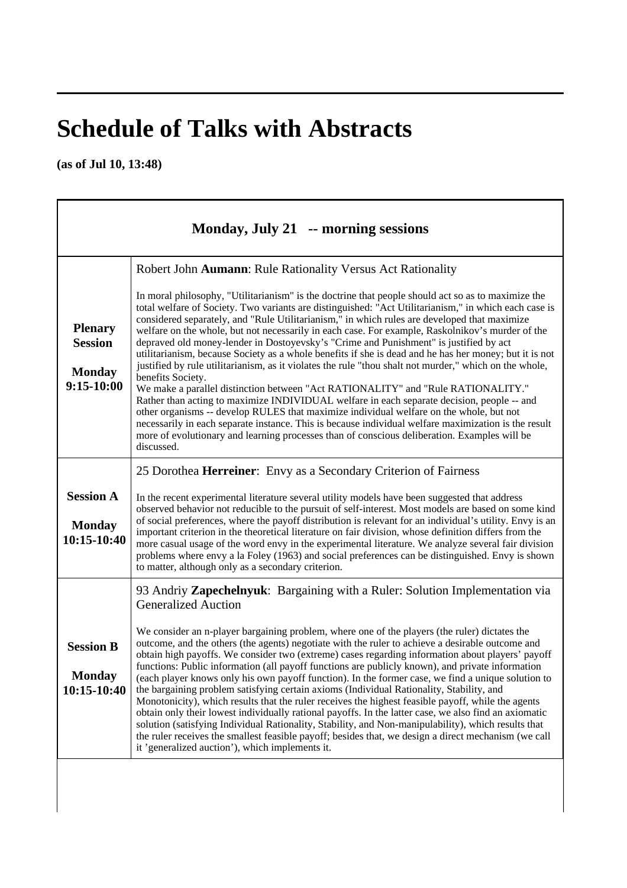# Schedule of Talks with Abstracts

**(as of Jul 10, 13:48)**

| Monday, July 21 -- morning sessions | |
|---|---|
| **Plenary Session**<br><br>**Monday 9:15-10:00** | Robert John **Aumann**: Rule Rationality Versus Act Rationality<br><br>In moral philosophy, "Utilitarianism" is the doctrine that people should act so as to maximize the total welfare of Society. Two variants are distinguished: "Act Utilitarianism," in which each case is considered separately, and "Rule Utilitarianism," in which rules are developed that maximize welfare on the whole, but not necessarily in each case. For example, Raskolnikov's murder of the depraved old money-lender in Dostoyevsky's "Crime and Punishment" is justified by act utilitarianism, because Society as a whole benefits if she is dead and he has her money; but it is not justified by rule utilitarianism, as it violates the rule "thou shalt not murder," which on the whole, benefits Society.<br>We make a parallel distinction between "Act RATIONALITY" and "Rule RATIONALITY." Rather than acting to maximize INDIVIDUAL welfare in each separate decision, people -- and other organisms -- develop RULES that maximize individual welfare on the whole, but not necessarily in each separate instance. This is because individual welfare maximization is the result more of evolutionary and learning processes than of conscious deliberation. Examples will be discussed. |
| **Session A**<br><br>**Monday 10:15-10:40** | 25 Dorothea **Herreiner**: Envy as a Secondary Criterion of Fairness<br><br>In the recent experimental literature several utility models have been suggested that address observed behavior not reducible to the pursuit of self-interest. Most models are based on some kind of social preferences, where the payoff distribution is relevant for an individual's utility. Envy is an important criterion in the theoretical literature on fair division, whose definition differs from the more casual usage of the word envy in the experimental literature. We analyze several fair division problems where envy a la Foley (1963) and social preferences can be distinguished. Envy is shown to matter, although only as a secondary criterion. |
| **Session B**<br><br>**Monday 10:15-10:40** | 93 Andriy **Zapechelnyuk**: Bargaining with a Ruler: Solution Implementation via Generalized Auction<br><br>We consider an n-player bargaining problem, where one of the players (the ruler) dictates the outcome, and the others (the agents) negotiate with the ruler to achieve a desirable outcome and obtain high payoffs. We consider two (extreme) cases regarding information about players' payoff functions: Public information (all payoff functions are publicly known), and private information (each player knows only his own payoff function). In the former case, we find a unique solution to the bargaining problem satisfying certain axioms (Individual Rationality, Stability, and Monotonicity), which results that the ruler receives the highest feasible payoff, while the agents obtain only their lowest individually rational payoffs. In the latter case, we also find an axiomatic solution (satisfying Individual Rationality, Stability, and Non-manipulability), which results that the ruler receives the smallest feasible payoff; besides that, we design a direct mechanism (we call it 'generalized auction'), which implements it. |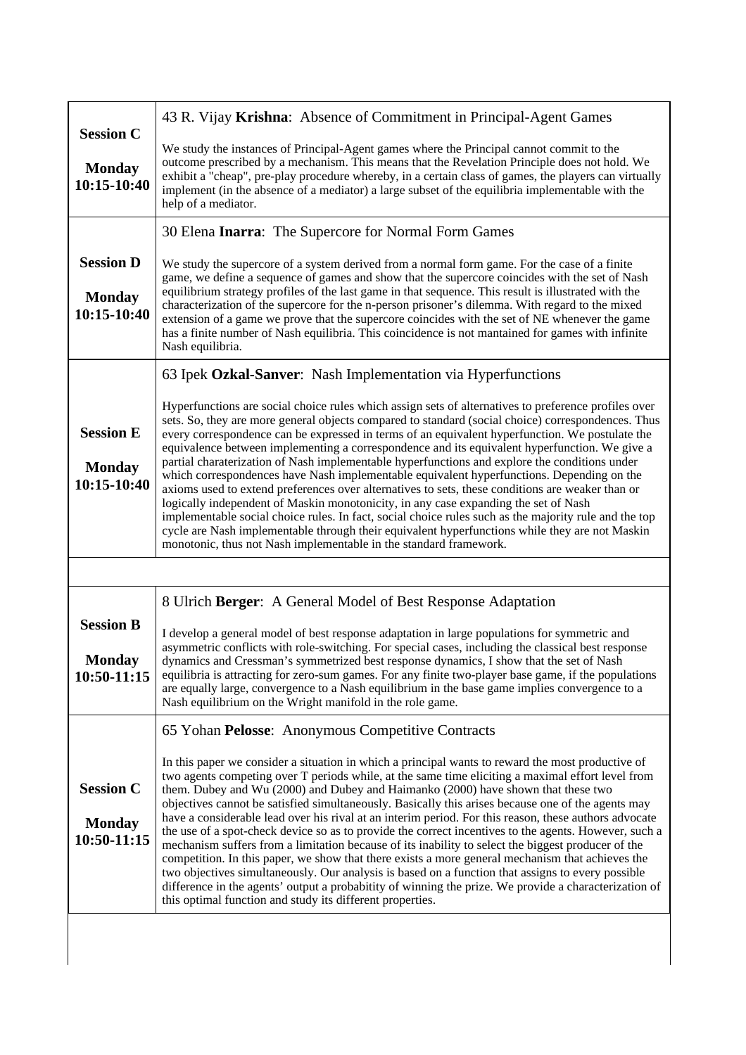| | |
|---|---|
| **Session C**<br><br>**Monday 10:15-10:40** | 43 R. Vijay **Krishna**: Absence of Commitment in Principal-Agent Games<br><br>We study the instances of Principal-Agent games where the Principal cannot commit to the outcome prescribed by a mechanism. This means that the Revelation Principle does not hold. We exhibit a "cheap", pre-play procedure whereby, in a certain class of games, the players can virtually implement (in the absence of a mediator) a large subset of the equilibria implementable with the help of a mediator. |
| **Session D**<br><br>**Monday 10:15-10:40** | 30 Elena **Inarra**: The Supercore for Normal Form Games<br><br>We study the supercore of a system derived from a normal form game. For the case of a finite game, we define a sequence of games and show that the supercore coincides with the set of Nash equilibrium strategy profiles of the last game in that sequence. This result is illustrated with the characterization of the supercore for the n-person prisoner's dilemma. With regard to the mixed extension of a game we prove that the supercore coincides with the set of NE whenever the game has a finite number of Nash equilibria. This coincidence is not mantained for games with infinite Nash equilibria. |
| **Session E**<br><br>**Monday 10:15-10:40** | 63 Ipek **Ozkal-Sanver**: Nash Implementation via Hyperfunctions<br><br>Hyperfunctions are social choice rules which assign sets of alternatives to preference profiles over sets. So, they are more general objects compared to standard (social choice) correspondences. Thus every correspondence can be expressed in terms of an equivalent hyperfunction. We postulate the equivalence between implementing a correspondence and its equivalent hyperfunction. We give a partial charaterization of Nash implementable hyperfunctions and explore the conditions under which correspondences have Nash implementable equivalent hyperfunctions. Depending on the axioms used to extend preferences over alternatives to sets, these conditions are weaker than or logically independent of Maskin monotonicity, in any case expanding the set of Nash implementable social choice rules. In fact, social choice rules such as the majority rule and the top cycle are Nash implementable through their equivalent hyperfunctions while they are not Maskin monotonic, thus not Nash implementable in the standard framework. |
| | |
| **Session B**<br><br>**Monday 10:50-11:15** | 8 Ulrich **Berger**: A General Model of Best Response Adaptation<br><br>I develop a general model of best response adaptation in large populations for symmetric and asymmetric conflicts with role-switching. For special cases, including the classical best response dynamics and Cressman's symmetrized best response dynamics, I show that the set of Nash equilibria is attracting for zero-sum games. For any finite two-player base game, if the populations are equally large, convergence to a Nash equilibrium in the base game implies convergence to a Nash equilibrium on the Wright manifold in the role game. |
| **Session C**<br><br>**Monday 10:50-11:15** | 65 Yohan **Pelosse**: Anonymous Competitive Contracts<br><br>In this paper we consider a situation in which a principal wants to reward the most productive of two agents competing over T periods while, at the same time eliciting a maximal effort level from them. Dubey and Wu (2000) and Dubey and Haimanko (2000) have shown that these two objectives cannot be satisfied simultaneously. Basically this arises because one of the agents may have a considerable lead over his rival at an interim period. For this reason, these authors advocate the use of a spot-check device so as to provide the correct incentives to the agents. However, such a mechanism suffers from a limitation because of its inability to select the biggest producer of the competition. In this paper, we show that there exists a more general mechanism that achieves the two objectives simultaneously. Our analysis is based on a function that assigns to every possible difference in the agents' output a probabitity of winning the prize. We provide a characterization of this optimal function and study its different properties. |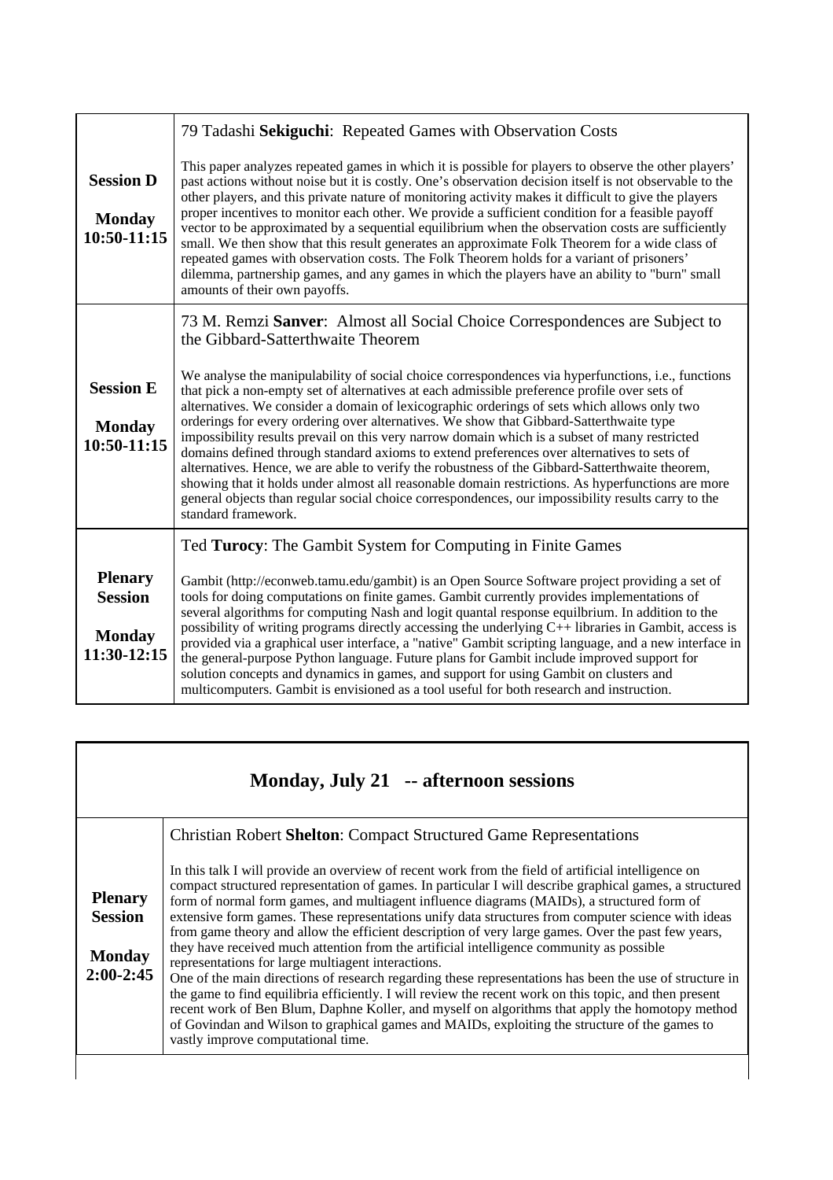| | |
|---|---|
| **Session D**<br><br>**Monday 10:50-11:15** | 79 Tadashi **Sekiguchi**: Repeated Games with Observation Costs<br><br>This paper analyzes repeated games in which it is possible for players to observe the other players' past actions without noise but it is costly. One's observation decision itself is not observable to the other players, and this private nature of monitoring activity makes it difficult to give the players proper incentives to monitor each other. We provide a sufficient condition for a feasible payoff vector to be approximated by a sequential equilibrium when the observation costs are sufficiently small. We then show that this result generates an approximate Folk Theorem for a wide class of repeated games with observation costs. The Folk Theorem holds for a variant of prisoners' dilemma, partnership games, and any games in which the players have an ability to "burn" small amounts of their own payoffs. |
| **Session E**<br><br>**Monday 10:50-11:15** | 73 M. Remzi **Sanver**: Almost all Social Choice Correspondences are Subject to the Gibbard-Satterthwaite Theorem<br><br>We analyse the manipulability of social choice correspondences via hyperfunctions, i.e., functions that pick a non-empty set of alternatives at each admissible preference profile over sets of alternatives. We consider a domain of lexicographic orderings of sets which allows only two orderings for every ordering over alternatives. We show that Gibbard-Satterthwaite type impossibility results prevail on this very narrow domain which is a subset of many restricted domains defined through standard axioms to extend preferences over alternatives to sets of alternatives. Hence, we are able to verify the robustness of the Gibbard-Satterthwaite theorem, showing that it holds under almost all reasonable domain restrictions. As hyperfunctions are more general objects than regular social choice correspondences, our impossibility results carry to the standard framework. |
| **Plenary Session**<br><br>**Monday 11:30-12:15** | Ted **Turocy**: The Gambit System for Computing in Finite Games<br><br>Gambit (http://econweb.tamu.edu/gambit) is an Open Source Software project providing a set of tools for doing computations on finite games. Gambit currently provides implementations of several algorithms for computing Nash and logit quantal response equilbrium. In addition to the possibility of writing programs directly accessing the underlying C++ libraries in Gambit, access is provided via a graphical user interface, a "native" Gambit scripting language, and a new interface in the general-purpose Python language. Future plans for Gambit include improved support for solution concepts and dynamics in games, and support for using Gambit on clusters and multicomputers. Gambit is envisioned as a tool useful for both research and instruction. |

## Monday, July 21 -- afternoon sessions

| | |
|---|---|
| **Plenary Session**<br><br>**Monday 2:00-2:45** | Christian Robert **Shelton**: Compact Structured Game Representations<br><br>In this talk I will provide an overview of recent work from the field of artificial intelligence on compact structured representation of games. In particular I will describe graphical games, a structured form of normal form games, and multiagent influence diagrams (MAIDs), a structured form of extensive form games. These representations unify data structures from computer science with ideas from game theory and allow the efficient description of very large games. Over the past few years, they have received much attention from the artificial intelligence community as possible representations for large multiagent interactions.<br>One of the main directions of research regarding these representations has been the use of structure in the game to find equilibria efficiently. I will review the recent work on this topic, and then present recent work of Ben Blum, Daphne Koller, and myself on algorithms that apply the homotopy method of Govindan and Wilson to graphical games and MAIDs, exploiting the structure of the games to vastly improve computational time. |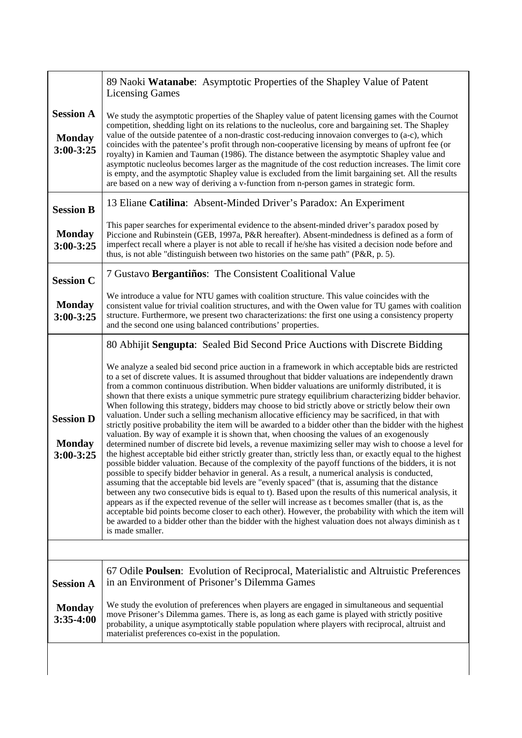| Session | Paper |
|---|---|
| **Session A**<br><br>**Monday 3:00-3:25** | 89 Naoki **Watanabe**: Asymptotic Properties of the Shapley Value of Patent Licensing Games<br><br>We study the asymptotic properties of the Shapley value of patent licensing games with the Cournot competition, shedding light on its relations to the nucleolus, core and bargaining set. The Shapley value of the outside patentee of a non-drastic cost-reducing innovaion converges to (a-c), which coincides with the patentee's profit through non-cooperative licensing by means of upfront fee (or royalty) in Kamien and Tauman (1986). The distance between the asymptotic Shapley value and asymptotic nucleolus becomes larger as the magnitude of the cost reduction increases. The limit core is empty, and the asymptotic Shapley value is excluded from the limit bargaining set. All the results are based on a new way of deriving a v-function from n-person games in strategic form. |
| **Session B**<br><br>**Monday 3:00-3:25** | 13 Eliane **Catilina**: Absent-Minded Driver's Paradox: An Experiment<br><br>This paper searches for experimental evidence to the absent-minded driver's paradox posed by Piccione and Rubinstein (GEB, 1997a, P&R hereafter). Absent-mindedness is defined as a form of imperfect recall where a player is not able to recall if he/she has visited a decision node before and thus, is not able "distinguish between two histories on the same path" (P&R, p. 5). |
| **Session C**<br><br>**Monday 3:00-3:25** | 7 Gustavo **Bergantiños**: The Consistent Coalitional Value<br><br>We introduce a value for NTU games with coalition structure. This value coincides with the consistent value for trivial coalition structures, and with the Owen value for TU games with coalition structure. Furthermore, we present two characterizations: the first one using a consistency property and the second one using balanced contributions' properties. |
| **Session D**<br><br>**Monday 3:00-3:25** | 80 Abhijit **Sengupta**: Sealed Bid Second Price Auctions with Discrete Bidding<br><br>We analyze a sealed bid second price auction in a framework in which acceptable bids are restricted to a set of discrete values. It is assumed throughout that bidder valuations are independently drawn from a common continuous distribution. When bidder valuations are uniformly distributed, it is shown that there exists a unique symmetric pure strategy equilibrium characterizing bidder behavior. When following this strategy, bidders may choose to bid strictly above or strictly below their own valuation. Under such a selling mechanism allocative efficiency may be sacrificed, in that with strictly positive probability the item will be awarded to a bidder other than the bidder with the highest valuation. By way of example it is shown that, when choosing the values of an exogenously determined number of discrete bid levels, a revenue maximizing seller may wish to choose a level for the highest acceptable bid either strictly greater than, strictly less than, or exactly equal to the highest possible bidder valuation. Because of the complexity of the payoff functions of the bidders, it is not possible to specify bidder behavior in general. As a result, a numerical analysis is conducted, assuming that the acceptable bid levels are "evenly spaced" (that is, assuming that the distance between any two consecutive bids is equal to t). Based upon the results of this numerical analysis, it appears as if the expected revenue of the seller will increase as t becomes smaller (that is, as the acceptable bid points become closer to each other). However, the probability with which the item will be awarded to a bidder other than the bidder with the highest valuation does not always diminish as t is made smaller. |
| | |
| **Session A**<br><br>**Monday 3:35-4:00** | 67 Odile **Poulsen**: Evolution of Reciprocal, Materialistic and Altruistic Preferences in an Environment of Prisoner's Dilemma Games<br><br>We study the evolution of preferences when players are engaged in simultaneous and sequential move Prisoner's Dilemma games. There is, as long as each game is played with strictly positive probability, a unique asymptotically stable population where players with reciprocal, altruist and materialist preferences co-exist in the population. |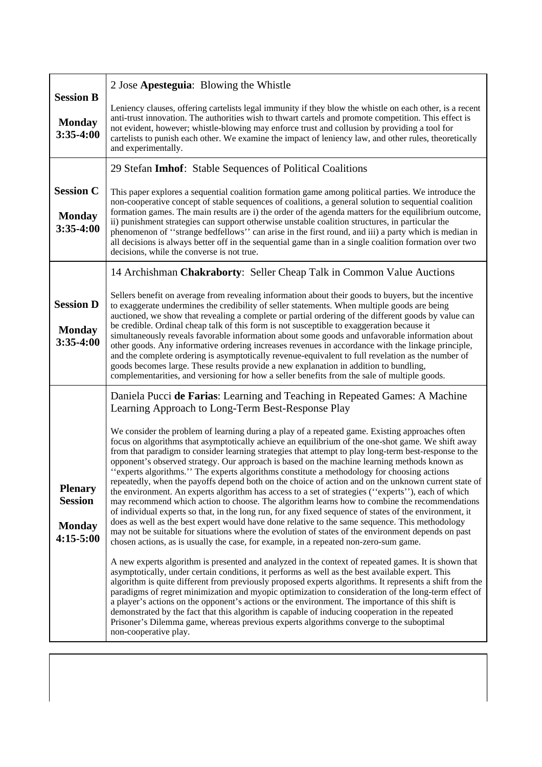| | |
|---|---|
| **Session B**<br><br>**Monday 3:35-4:00** | 2 Jose **Apesteguia**: Blowing the Whistle<br><br>Leniency clauses, offering cartelists legal immunity if they blow the whistle on each other, is a recent anti-trust innovation. The authorities wish to thwart cartels and promote competition. This effect is not evident, however; whistle-blowing may enforce trust and collusion by providing a tool for cartelists to punish each other. We examine the impact of leniency law, and other rules, theoretically and experimentally. |
| **Session C**<br><br>**Monday 3:35-4:00** | 29 Stefan **Imhof**: Stable Sequences of Political Coalitions<br><br>This paper explores a sequential coalition formation game among political parties. We introduce the non-cooperative concept of stable sequences of coalitions, a general solution to sequential coalition formation games. The main results are i) the order of the agenda matters for the equilibrium outcome, ii) punishment strategies can support otherwise unstable coalition structures, in particular the phenomenon of ''strange bedfellows'' can arise in the first round, and iii) a party which is median in all decisions is always better off in the sequential game than in a single coalition formation over two decisions, while the converse is not true. |
| **Session D**<br><br>**Monday 3:35-4:00** | 14 Archishman **Chakraborty**: Seller Cheap Talk in Common Value Auctions<br><br>Sellers benefit on average from revealing information about their goods to buyers, but the incentive to exaggerate undermines the credibility of seller statements. When multiple goods are being auctioned, we show that revealing a complete or partial ordering of the different goods by value can be credible. Ordinal cheap talk of this form is not susceptible to exaggeration because it simultaneously reveals favorable information about some goods and unfavorable information about other goods. Any informative ordering increases revenues in accordance with the linkage principle, and the complete ordering is asymptotically revenue-equivalent to full revelation as the number of goods becomes large. These results provide a new explanation in addition to bundling, complementarities, and versioning for how a seller benefits from the sale of multiple goods. |
| **Plenary Session**<br><br>**Monday 4:15-5:00** | Daniela Pucci **de Farias**: Learning and Teaching in Repeated Games: A Machine Learning Approach to Long-Term Best-Response Play<br><br>We consider the problem of learning during a play of a repeated game. Existing approaches often focus on algorithms that asymptotically achieve an equilibrium of the one-shot game. We shift away from that paradigm to consider learning strategies that attempt to play long-term best-response to the opponent's observed strategy. Our approach is based on the machine learning methods known as ''experts algorithms.'' The experts algorithms constitute a methodology for choosing actions repeatedly, when the payoffs depend both on the choice of action and on the unknown current state of the environment. An experts algorithm has access to a set of strategies (''experts''), each of which may recommend which action to choose. The algorithm learns how to combine the recommendations of individual experts so that, in the long run, for any fixed sequence of states of the environment, it does as well as the best expert would have done relative to the same sequence. This methodology may not be suitable for situations where the evolution of states of the environment depends on past chosen actions, as is usually the case, for example, in a repeated non-zero-sum game.<br><br>A new experts algorithm is presented and analyzed in the context of repeated games. It is shown that asymptotically, under certain conditions, it performs as well as the best available expert. This algorithm is quite different from previously proposed experts algorithms. It represents a shift from the paradigms of regret minimization and myopic optimization to consideration of the long-term effect of a player's actions on the opponent's actions or the environment. The importance of this shift is demonstrated by the fact that this algorithm is capable of inducing cooperation in the repeated Prisoner's Dilemma game, whereas previous experts algorithms converge to the suboptimal non-cooperative play. |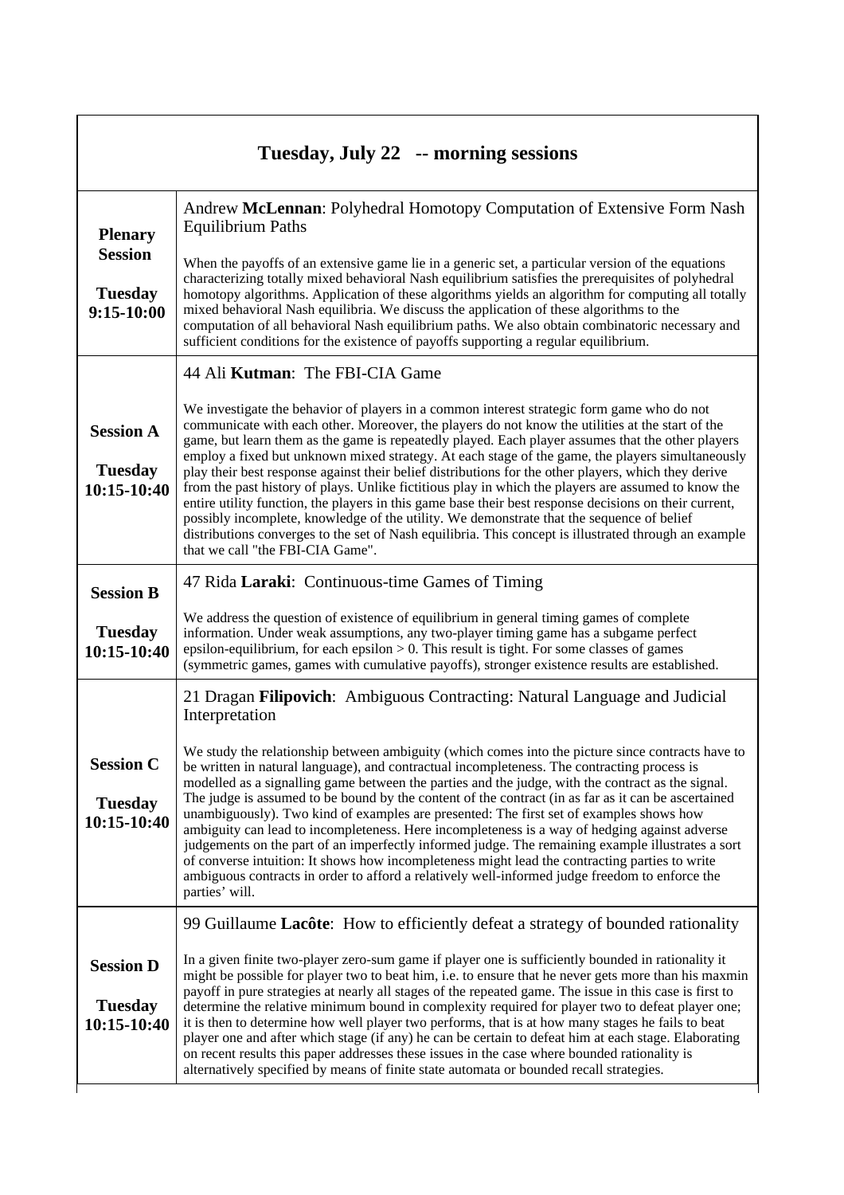| Tuesday, July 22 -- morning sessions | |
|---|---|
| **Plenary Session**<br><br>**Tuesday 9:15-10:00** | Andrew **McLennan**: Polyhedral Homotopy Computation of Extensive Form Nash Equilibrium Paths<br><br>When the payoffs of an extensive game lie in a generic set, a particular version of the equations characterizing totally mixed behavioral Nash equilibrium satisfies the prerequisites of polyhedral homotopy algorithms. Application of these algorithms yields an algorithm for computing all totally mixed behavioral Nash equilibria. We discuss the application of these algorithms to the computation of all behavioral Nash equilibrium paths. We also obtain combinatoric necessary and sufficient conditions for the existence of payoffs supporting a regular equilibrium. |
| **Session A**<br><br>**Tuesday 10:15-10:40** | 44 Ali **Kutman**: The FBI-CIA Game<br><br>We investigate the behavior of players in a common interest strategic form game who do not communicate with each other. Moreover, the players do not know the utilities at the start of the game, but learn them as the game is repeatedly played. Each player assumes that the other players employ a fixed but unknown mixed strategy. At each stage of the game, the players simultaneously play their best response against their belief distributions for the other players, which they derive from the past history of plays. Unlike fictitious play in which the players are assumed to know the entire utility function, the players in this game base their best response decisions on their current, possibly incomplete, knowledge of the utility. We demonstrate that the sequence of belief distributions converges to the set of Nash equilibria. This concept is illustrated through an example that we call "the FBI-CIA Game". |
| **Session B**<br><br>**Tuesday 10:15-10:40** | 47 Rida **Laraki**: Continuous-time Games of Timing<br><br>We address the question of existence of equilibrium in general timing games of complete information. Under weak assumptions, any two-player timing game has a subgame perfect epsilon-equilibrium, for each epsilon > 0. This result is tight. For some classes of games (symmetric games, games with cumulative payoffs), stronger existence results are established. |
| **Session C**<br><br>**Tuesday 10:15-10:40** | 21 Dragan **Filipovich**: Ambiguous Contracting: Natural Language and Judicial Interpretation<br><br>We study the relationship between ambiguity (which comes into the picture since contracts have to be written in natural language), and contractual incompleteness. The contracting process is modelled as a signalling game between the parties and the judge, with the contract as the signal. The judge is assumed to be bound by the content of the contract (in as far as it can be ascertained unambiguously). Two kind of examples are presented: The first set of examples shows how ambiguity can lead to incompleteness. Here incompleteness is a way of hedging against adverse judgements on the part of an imperfectly informed judge. The remaining example illustrates a sort of converse intuition: It shows how incompleteness might lead the contracting parties to write ambiguous contracts in order to afford a relatively well-informed judge freedom to enforce the parties' will. |
| **Session D**<br><br>**Tuesday 10:15-10:40** | 99 Guillaume **Lacôte**: How to efficiently defeat a strategy of bounded rationality<br><br>In a given finite two-player zero-sum game if player one is sufficiently bounded in rationality it might be possible for player two to beat him, i.e. to ensure that he never gets more than his maxmin payoff in pure strategies at nearly all stages of the repeated game. The issue in this case is first to determine the relative minimum bound in complexity required for player two to defeat player one; it is then to determine how well player two performs, that is at how many stages he fails to beat player one and after which stage (if any) he can be certain to defeat him at each stage. Elaborating on recent results this paper addresses these issues in the case where bounded rationality is alternatively specified by means of finite state automata or bounded recall strategies. |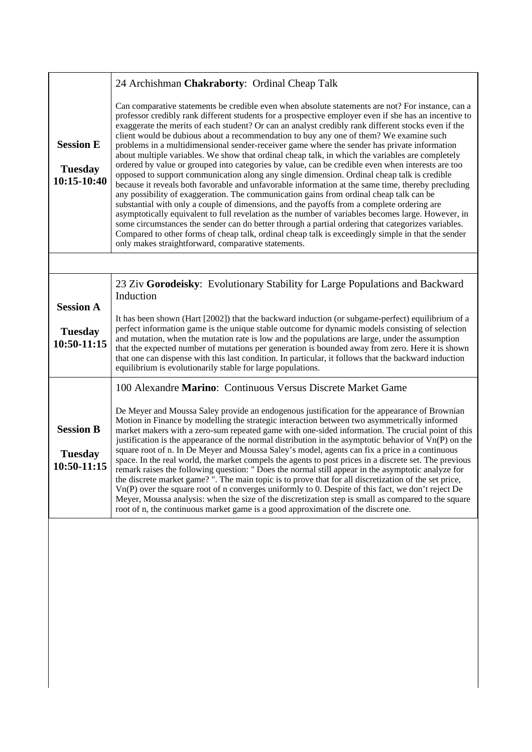| | |
|---|---|
| **Session E**<br><br>**Tuesday 10:15-10:40** | 24 Archishman **Chakraborty**: Ordinal Cheap Talk<br><br>Can comparative statements be credible even when absolute statements are not? For instance, can a professor credibly rank different students for a prospective employer even if she has an incentive to exaggerate the merits of each student? Or can an analyst credibly rank different stocks even if the client would be dubious about a recommendation to buy any one of them? We examine such problems in a multidimensional sender-receiver game where the sender has private information about multiple variables. We show that ordinal cheap talk, in which the variables are completely ordered by value or grouped into categories by value, can be credible even when interests are too opposed to support communication along any single dimension. Ordinal cheap talk is credible because it reveals both favorable and unfavorable information at the same time, thereby precluding any possibility of exaggeration. The communication gains from ordinal cheap talk can be substantial with only a couple of dimensions, and the payoffs from a complete ordering are asymptotically equivalent to full revelation as the number of variables becomes large. However, in some circumstances the sender can do better through a partial ordering that categorizes variables. Compared to other forms of cheap talk, ordinal cheap talk is exceedingly simple in that the sender only makes straightforward, comparative statements. |
| | |
| **Session A**<br><br>**Tuesday 10:50-11:15** | 23 Ziv **Gorodeisky**: Evolutionary Stability for Large Populations and Backward Induction<br><br>It has been shown (Hart [2002]) that the backward induction (or subgame-perfect) equilibrium of a perfect information game is the unique stable outcome for dynamic models consisting of selection and mutation, when the mutation rate is low and the populations are large, under the assumption that the expected number of mutations per generation is bounded away from zero. Here it is shown that one can dispense with this last condition. In particular, it follows that the backward induction equilibrium is evolutionarily stable for large populations. |
| **Session B**<br><br>**Tuesday 10:50-11:15** | 100 Alexandre **Marino**: Continuous Versus Discrete Market Game<br><br>De Meyer and Moussa Saley provide an endogenous justification for the appearance of Brownian Motion in Finance by modelling the strategic interaction between two asymmetrically informed market makers with a zero-sum repeated game with one-sided information. The crucial point of this justification is the appearance of the normal distribution in the asymptotic behavior of Vn(P) on the square root of n. In De Meyer and Moussa Saley's model, agents can fix a price in a continuous space. In the real world, the market compels the agents to post prices in a discrete set. The previous remark raises the following question: " Does the normal still appear in the asymptotic analyze for the discrete market game? ". The main topic is to prove that for all discretization of the set price, Vn(P) over the square root of n converges uniformly to 0. Despite of this fact, we don't reject De Meyer, Moussa analysis: when the size of the discretization step is small as compared to the square root of n, the continuous market game is a good approximation of the discrete one. |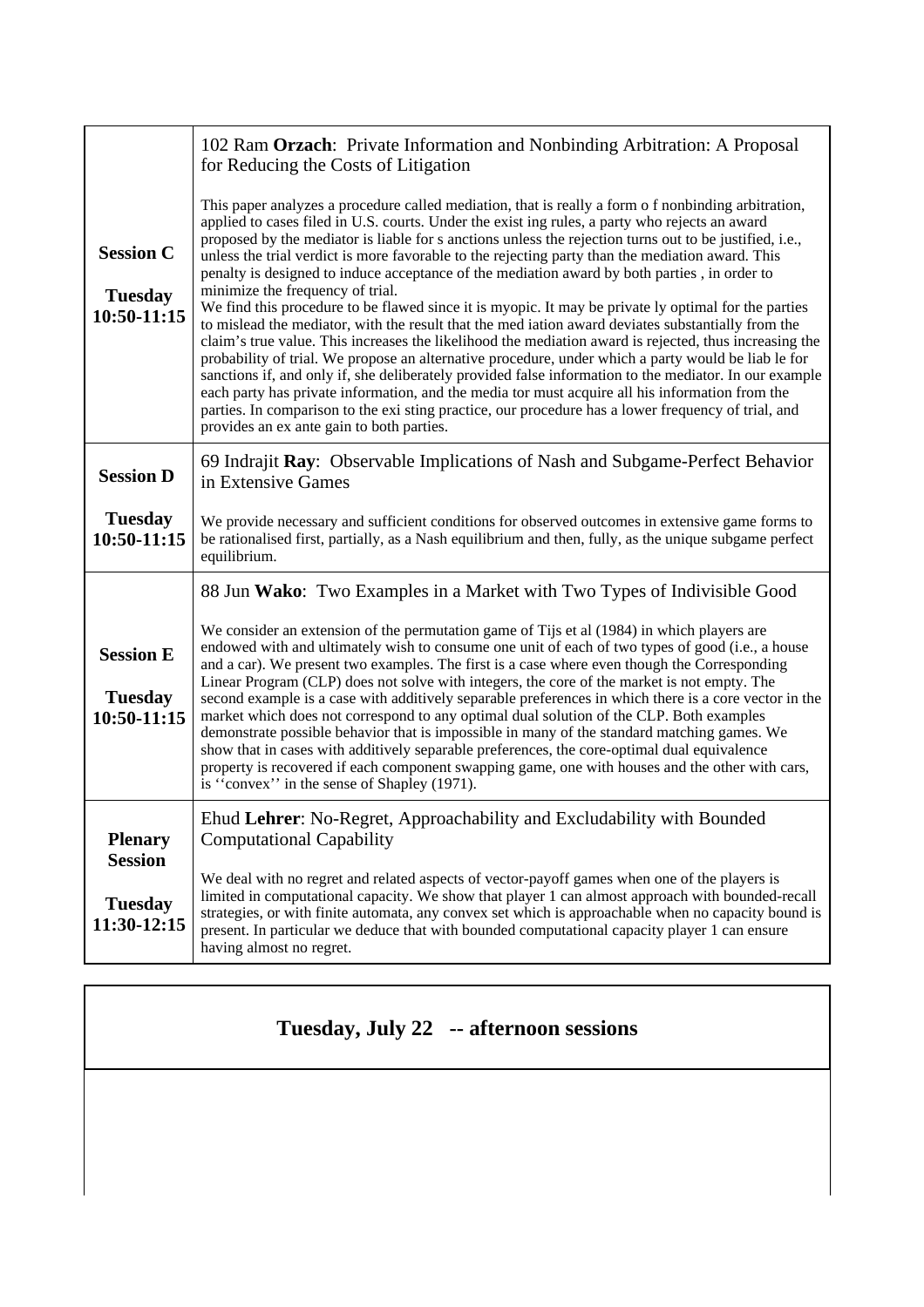| | |
|---|---|
| **Session C**<br><br>**Tuesday 10:50-11:15** | 102 Ram **Orzach**: Private Information and Nonbinding Arbitration: A Proposal for Reducing the Costs of Litigation<br><br>This paper analyzes a procedure called mediation, that is really a form o f nonbinding arbitration, applied to cases filed in U.S. courts. Under the exist ing rules, a party who rejects an award proposed by the mediator is liable for s anctions unless the rejection turns out to be justified, i.e., unless the trial verdict is more favorable to the rejecting party than the mediation award. This penalty is designed to induce acceptance of the mediation award by both parties , in order to minimize the frequency of trial.<br>We find this procedure to be flawed since it is myopic. It may be private ly optimal for the parties to mislead the mediator, with the result that the med iation award deviates substantially from the claim's true value. This increases the likelihood the mediation award is rejected, thus increasing the probability of trial. We propose an alternative procedure, under which a party would be liab le for sanctions if, and only if, she deliberately provided false information to the mediator. In our example each party has private information, and the media tor must acquire all his information from the parties. In comparison to the exi sting practice, our procedure has a lower frequency of trial, and provides an ex ante gain to both parties. |
| **Session D**<br><br>**Tuesday 10:50-11:15** | 69 Indrajit **Ray**: Observable Implications of Nash and Subgame-Perfect Behavior in Extensive Games<br><br>We provide necessary and sufficient conditions for observed outcomes in extensive game forms to be rationalised first, partially, as a Nash equilibrium and then, fully, as the unique subgame perfect equilibrium. |
| **Session E**<br><br>**Tuesday 10:50-11:15** | 88 Jun **Wako**: Two Examples in a Market with Two Types of Indivisible Good<br><br>We consider an extension of the permutation game of Tijs et al (1984) in which players are endowed with and ultimately wish to consume one unit of each of two types of good (i.e., a house and a car). We present two examples. The first is a case where even though the Corresponding Linear Program (CLP) does not solve with integers, the core of the market is not empty. The second example is a case with additively separable preferences in which there is a core vector in the market which does not correspond to any optimal dual solution of the CLP. Both examples demonstrate possible behavior that is impossible in many of the standard matching games. We show that in cases with additively separable preferences, the core-optimal dual equivalence property is recovered if each component swapping game, one with houses and the other with cars, is ''convex'' in the sense of Shapley (1971). |
| **Plenary Session**<br><br>**Tuesday 11:30-12:15** | Ehud **Lehrer**: No-Regret, Approachability and Excludability with Bounded Computational Capability<br><br>We deal with no regret and related aspects of vector-payoff games when one of the players is limited in computational capacity. We show that player 1 can almost approach with bounded-recall strategies, or with finite automata, any convex set which is approachable when no capacity bound is present. In particular we deduce that with bounded computational capacity player 1 can ensure having almost no regret. |

## Tuesday, July 22 -- afternoon sessions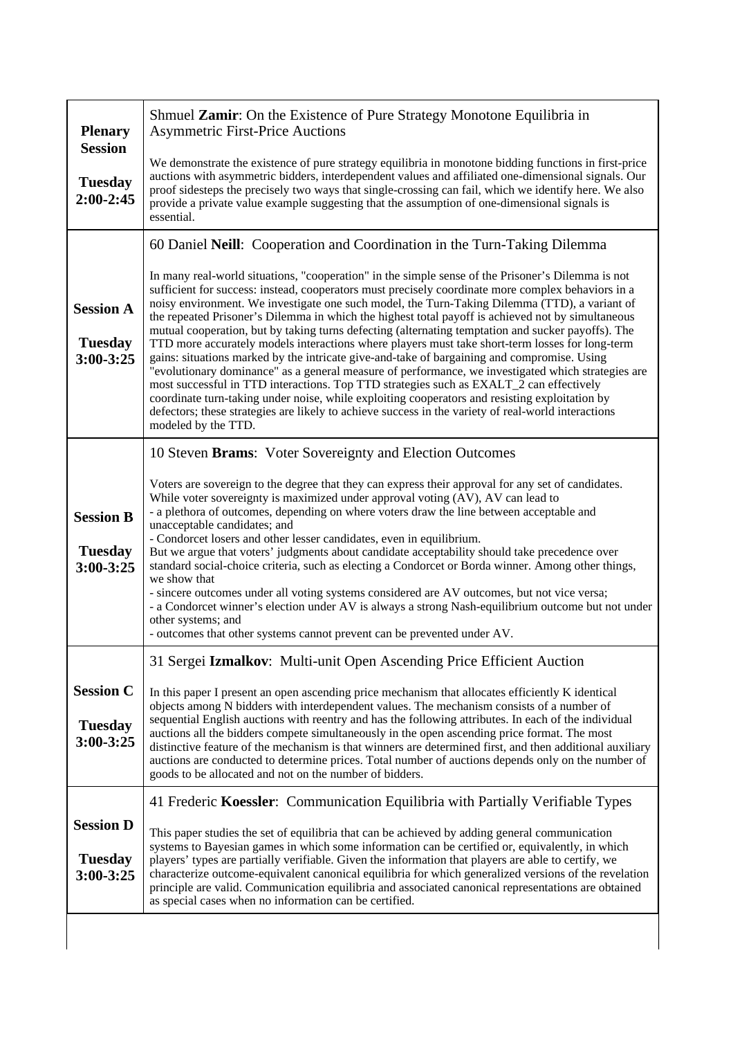| | |
|---|---|
| **Plenary Session**<br><br>**Tuesday 2:00-2:45** | Shmuel **Zamir**: On the Existence of Pure Strategy Monotone Equilibria in Asymmetric First-Price Auctions<br><br>We demonstrate the existence of pure strategy equilibria in monotone bidding functions in first-price auctions with asymmetric bidders, interdependent values and affiliated one-dimensional signals. Our proof sidesteps the precisely two ways that single-crossing can fail, which we identify here. We also provide a private value example suggesting that the assumption of one-dimensional signals is essential. |
| **Session A**<br><br>**Tuesday 3:00-3:25** | 60 Daniel **Neill**: Cooperation and Coordination in the Turn-Taking Dilemma<br><br>In many real-world situations, "cooperation" in the simple sense of the Prisoner's Dilemma is not sufficient for success: instead, cooperators must precisely coordinate more complex behaviors in a noisy environment. We investigate one such model, the Turn-Taking Dilemma (TTD), a variant of the repeated Prisoner's Dilemma in which the highest total payoff is achieved not by simultaneous mutual cooperation, but by taking turns defecting (alternating temptation and sucker payoffs). The TTD more accurately models interactions where players must take short-term losses for long-term gains: situations marked by the intricate give-and-take of bargaining and compromise. Using "evolutionary dominance" as a general measure of performance, we investigated which strategies are most successful in TTD interactions. Top TTD strategies such as EXALT_2 can effectively coordinate turn-taking under noise, while exploiting cooperators and resisting exploitation by defectors; these strategies are likely to achieve success in the variety of real-world interactions modeled by the TTD. |
| **Session B**<br><br>**Tuesday 3:00-3:25** | 10 Steven **Brams**: Voter Sovereignty and Election Outcomes<br><br>Voters are sovereign to the degree that they can express their approval for any set of candidates. While voter sovereignty is maximized under approval voting (AV), AV can lead to<br>- a plethora of outcomes, depending on where voters draw the line between acceptable and unacceptable candidates; and<br>- Condorcet losers and other lesser candidates, even in equilibrium.<br>But we argue that voters' judgments about candidate acceptability should take precedence over standard social-choice criteria, such as electing a Condorcet or Borda winner. Among other things, we show that<br>- sincere outcomes under all voting systems considered are AV outcomes, but not vice versa;<br>- a Condorcet winner's election under AV is always a strong Nash-equilibrium outcome but not under other systems; and<br>- outcomes that other systems cannot prevent can be prevented under AV. |
| **Session C**<br><br>**Tuesday 3:00-3:25** | 31 Sergei **Izmalkov**: Multi-unit Open Ascending Price Efficient Auction<br><br>In this paper I present an open ascending price mechanism that allocates efficiently K identical objects among N bidders with interdependent values. The mechanism consists of a number of sequential English auctions with reentry and has the following attributes. In each of the individual auctions all the bidders compete simultaneously in the open ascending price format. The most distinctive feature of the mechanism is that winners are determined first, and then additional auxiliary auctions are conducted to determine prices. Total number of auctions depends only on the number of goods to be allocated and not on the number of bidders. |
| **Session D**<br><br>**Tuesday 3:00-3:25** | 41 Frederic **Koessler**: Communication Equilibria with Partially Verifiable Types<br><br>This paper studies the set of equilibria that can be achieved by adding general communication systems to Bayesian games in which some information can be certified or, equivalently, in which players' types are partially verifiable. Given the information that players are able to certify, we characterize outcome-equivalent canonical equilibria for which generalized versions of the revelation principle are valid. Communication equilibria and associated canonical representations are obtained as special cases when no information can be certified. |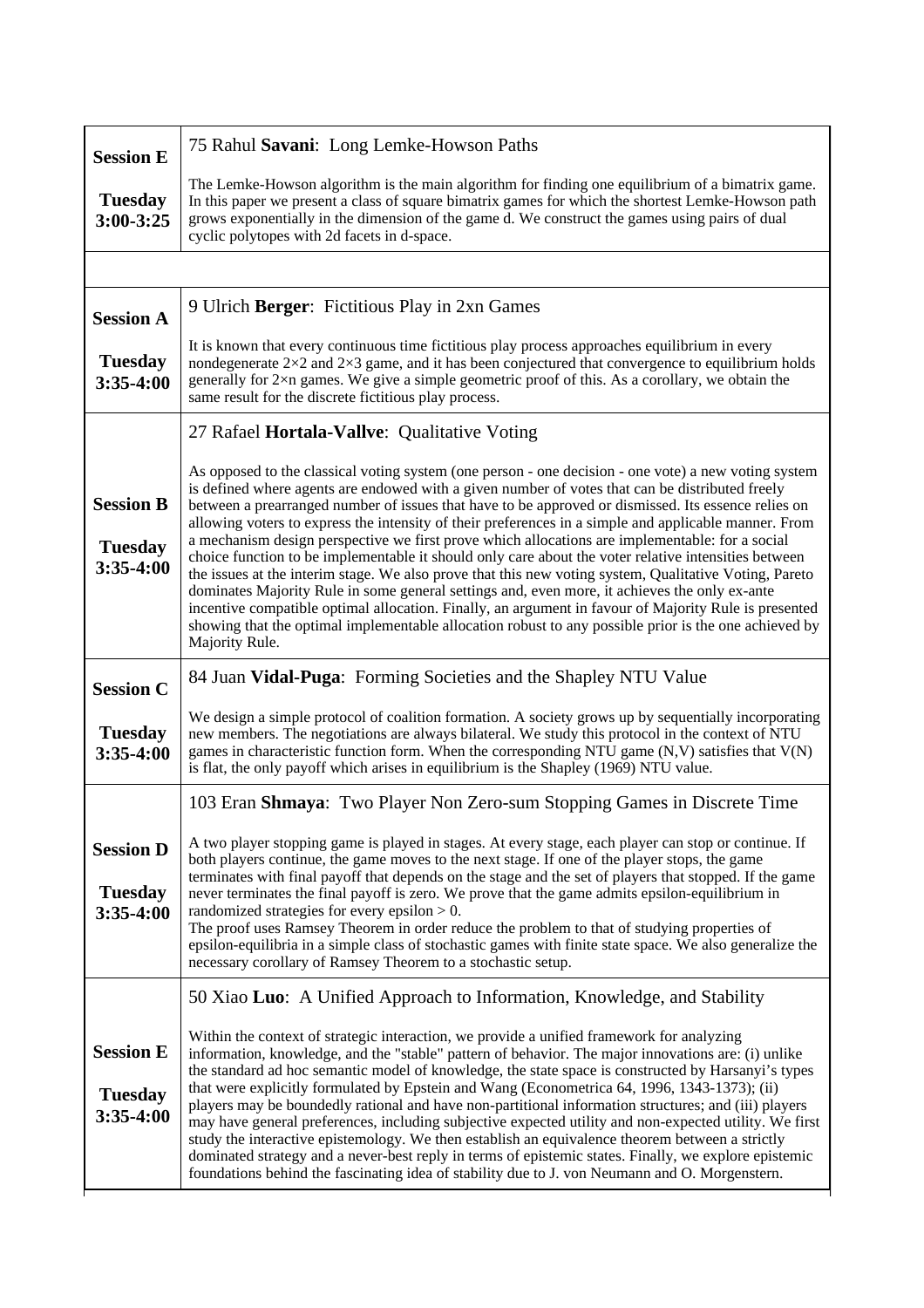| | |
|---|---|
| **Session E**<br><br>**Tuesday 3:00-3:25** | 75 Rahul **Savani**: Long Lemke-Howson Paths<br><br>The Lemke-Howson algorithm is the main algorithm for finding one equilibrium of a bimatrix game. In this paper we present a class of square bimatrix games for which the shortest Lemke-Howson path grows exponentially in the dimension of the game d. We construct the games using pairs of dual cyclic polytopes with 2d facets in d-space. |
| | |
| **Session A**<br><br>**Tuesday 3:35-4:00** | 9 Ulrich **Berger**: Fictitious Play in 2xn Games<br><br>It is known that every continuous time fictitious play process approaches equilibrium in every nondegenerate $2\times2$ and $2\times3$ game, and it has been conjectured that convergence to equilibrium holds generally for $2\times n$ games. We give a simple geometric proof of this. As a corollary, we obtain the same result for the discrete fictitious play process. |
| **Session B**<br><br>**Tuesday 3:35-4:00** | 27 Rafael **Hortala-Vallve**: Qualitative Voting<br><br>As opposed to the classical voting system (one person - one decision - one vote) a new voting system is defined where agents are endowed with a given number of votes that can be distributed freely between a prearranged number of issues that have to be approved or dismissed. Its essence relies on allowing voters to express the intensity of their preferences in a simple and applicable manner. From a mechanism design perspective we first prove which allocations are implementable: for a social choice function to be implementable it should only care about the voter relative intensities between the issues at the interim stage. We also prove that this new voting system, Qualitative Voting, Pareto dominates Majority Rule in some general settings and, even more, it achieves the only ex-ante incentive compatible optimal allocation. Finally, an argument in favour of Majority Rule is presented showing that the optimal implementable allocation robust to any possible prior is the one achieved by Majority Rule. |
| **Session C**<br><br>**Tuesday 3:35-4:00** | 84 Juan **Vidal-Puga**: Forming Societies and the Shapley NTU Value<br><br>We design a simple protocol of coalition formation. A society grows up by sequentially incorporating new members. The negotiations are always bilateral. We study this protocol in the context of NTU games in characteristic function form. When the corresponding NTU game (N,V) satisfies that V(N) is flat, the only payoff which arises in equilibrium is the Shapley (1969) NTU value. |
| **Session D**<br><br>**Tuesday 3:35-4:00** | 103 Eran **Shmaya**: Two Player Non Zero-sum Stopping Games in Discrete Time<br><br>A two player stopping game is played in stages. At every stage, each player can stop or continue. If both players continue, the game moves to the next stage. If one of the player stops, the game terminates with final payoff that depends on the stage and the set of players that stopped. If the game never terminates the final payoff is zero. We prove that the game admits epsilon-equilibrium in randomized strategies for every epsilon > 0.<br>The proof uses Ramsey Theorem in order reduce the problem to that of studying properties of epsilon-equilibria in a simple class of stochastic games with finite state space. We also generalize the necessary corollary of Ramsey Theorem to a stochastic setup. |
| **Session E**<br><br>**Tuesday 3:35-4:00** | 50 Xiao **Luo**: A Unified Approach to Information, Knowledge, and Stability<br><br>Within the context of strategic interaction, we provide a unified framework for analyzing information, knowledge, and the "stable" pattern of behavior. The major innovations are: (i) unlike the standard ad hoc semantic model of knowledge, the state space is constructed by Harsanyi's types that were explicitly formulated by Epstein and Wang (Econometrica 64, 1996, 1343-1373); (ii) players may be boundedly rational and have non-partitional information structures; and (iii) players may have general preferences, including subjective expected utility and non-expected utility. We first study the interactive epistemology. We then establish an equivalence theorem between a strictly dominated strategy and a never-best reply in terms of epistemic states. Finally, we explore epistemic foundations behind the fascinating idea of stability due to J. von Neumann and O. Morgenstern. |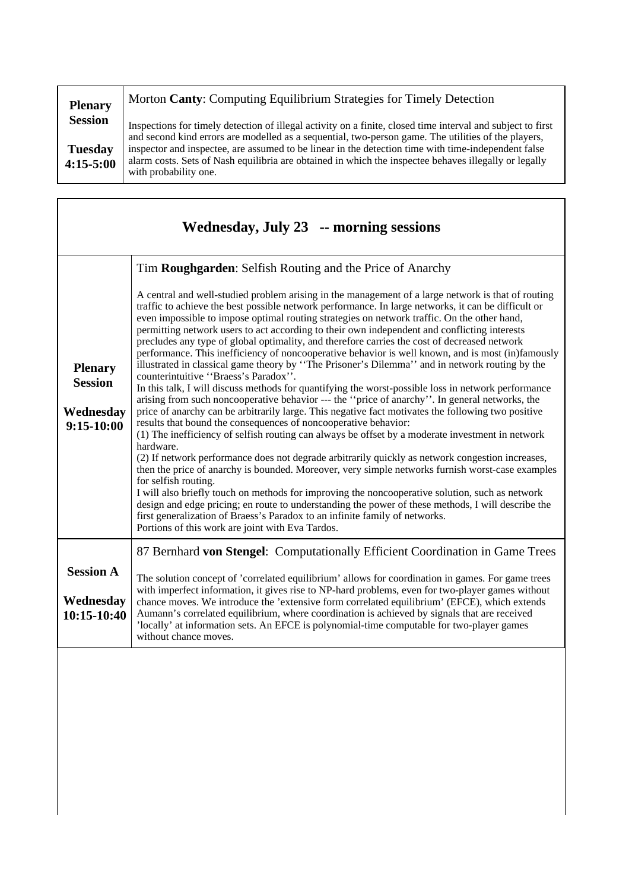| | |
|---|---|
| **Plenary Session**<br><br>**Tuesday 4:15-5:00** | Morton **Canty**: Computing Equilibrium Strategies for Timely Detection<br><br>Inspections for timely detection of illegal activity on a finite, closed time interval and subject to first and second kind errors are modelled as a sequential, two-person game. The utilities of the players, inspector and inspectee, are assumed to be linear in the detection time with time-independent false alarm costs. Sets of Nash equilibria are obtained in which the inspectee behaves illegally or legally with probability one. |

## Wednesday, July 23 -- morning sessions

| | |
|---|---|
| **Plenary Session**<br><br>**Wednesday 9:15-10:00** | Tim **Roughgarden**: Selfish Routing and the Price of Anarchy<br><br>A central and well-studied problem arising in the management of a large network is that of routing traffic to achieve the best possible network performance. In large networks, it can be difficult or even impossible to impose optimal routing strategies on network traffic. On the other hand, permitting network users to act according to their own independent and conflicting interests precludes any type of global optimality, and therefore carries the cost of decreased network performance. This inefficiency of noncooperative behavior is well known, and is most (in)famously illustrated in classical game theory by ''The Prisoner's Dilemma'' and in network routing by the counterintuitive ''Braess's Paradox''.<br>In this talk, I will discuss methods for quantifying the worst-possible loss in network performance arising from such noncooperative behavior --- the ''price of anarchy''. In general networks, the price of anarchy can be arbitrarily large. This negative fact motivates the following two positive results that bound the consequences of noncooperative behavior:<br>(1) The inefficiency of selfish routing can always be offset by a moderate investment in network hardware.<br>(2) If network performance does not degrade arbitrarily quickly as network congestion increases, then the price of anarchy is bounded. Moreover, very simple networks furnish worst-case examples for selfish routing.<br>I will also briefly touch on methods for improving the noncooperative solution, such as network design and edge pricing; en route to understanding the power of these methods, I will describe the first generalization of Braess's Paradox to an infinite family of networks.<br>Portions of this work are joint with Eva Tardos. |
| **Session A**<br><br>**Wednesday 10:15-10:40** | 87 Bernhard **von Stengel**: Computationally Efficient Coordination in Game Trees<br><br>The solution concept of 'correlated equilibrium' allows for coordination in games. For game trees with imperfect information, it gives rise to NP-hard problems, even for two-player games without chance moves. We introduce the 'extensive form correlated equilibrium' (EFCE), which extends Aumann's correlated equilibrium, where coordination is achieved by signals that are received 'locally' at information sets. An EFCE is polynomial-time computable for two-player games without chance moves. |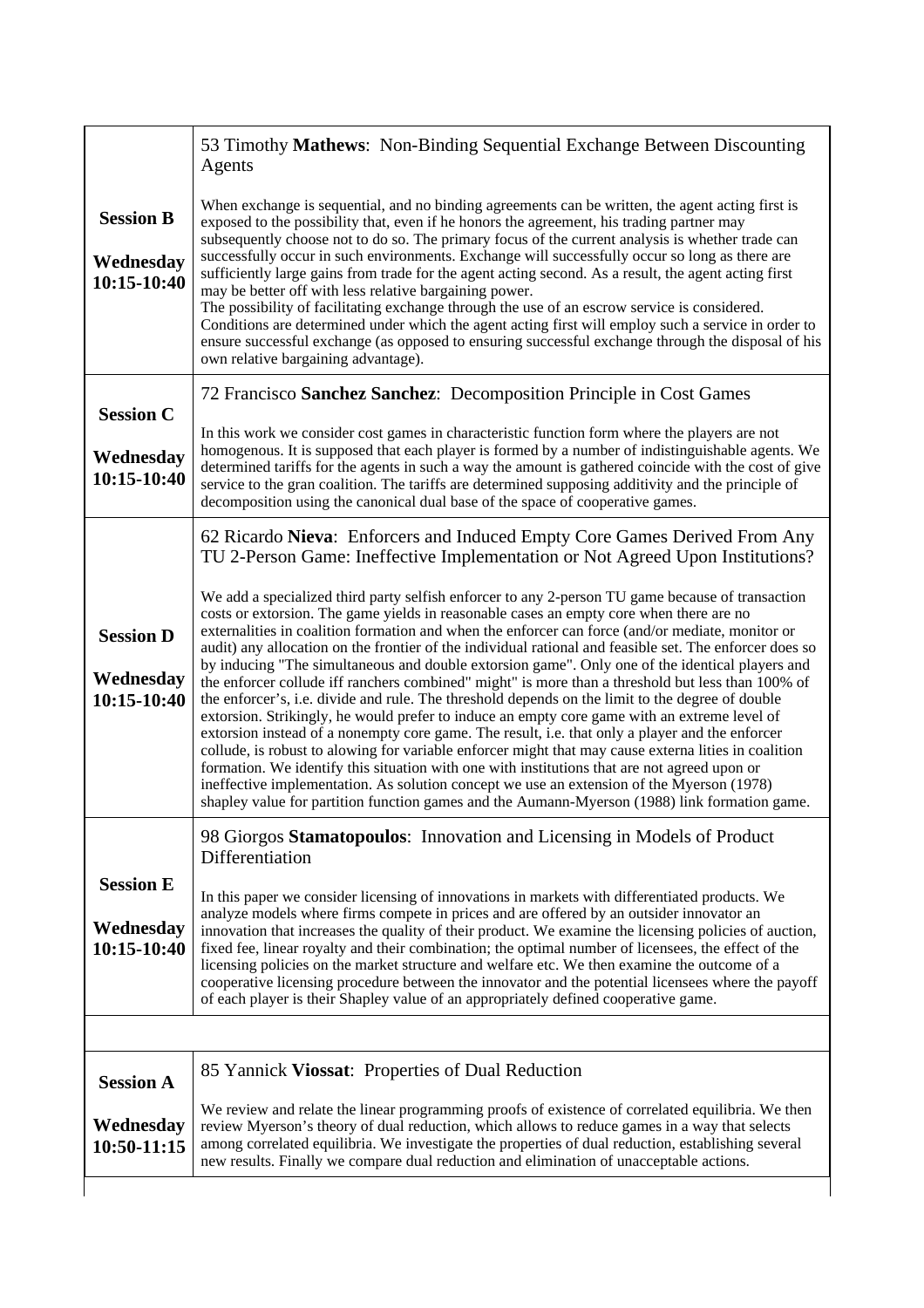| | |
|---|---|
| **Session B**<br><br>**Wednesday 10:15-10:40** | 53 Timothy **Mathews**: Non-Binding Sequential Exchange Between Discounting Agents<br><br>When exchange is sequential, and no binding agreements can be written, the agent acting first is exposed to the possibility that, even if he honors the agreement, his trading partner may subsequently choose not to do so. The primary focus of the current analysis is whether trade can successfully occur in such environments. Exchange will successfully occur so long as there are sufficiently large gains from trade for the agent acting second. As a result, the agent acting first may be better off with less relative bargaining power.<br>The possibility of facilitating exchange through the use of an escrow service is considered. Conditions are determined under which the agent acting first will employ such a service in order to ensure successful exchange (as opposed to ensuring successful exchange through the disposal of his own relative bargaining advantage). |
| **Session C**<br><br>**Wednesday 10:15-10:40** | 72 Francisco **Sanchez Sanchez**: Decomposition Principle in Cost Games<br><br>In this work we consider cost games in characteristic function form where the players are not homogenous. It is supposed that each player is formed by a number of indistinguishable agents. We determined tariffs for the agents in such a way the amount is gathered coincide with the cost of give service to the gran coalition. The tariffs are determined supposing additivity and the principle of decomposition using the canonical dual base of the space of cooperative games. |
| **Session D**<br><br>**Wednesday 10:15-10:40** | 62 Ricardo **Nieva**: Enforcers and Induced Empty Core Games Derived From Any TU 2-Person Game: Ineffective Implementation or Not Agreed Upon Institutions?<br><br>We add a specialized third party selfish enforcer to any 2-person TU game because of transaction costs or extorsion. The game yields in reasonable cases an empty core when there are no externalities in coalition formation and when the enforcer can force (and/or mediate, monitor or audit) any allocation on the frontier of the individual rational and feasible set. The enforcer does so by inducing "The simultaneous and double extorsion game". Only one of the identical players and the enforcer collude iff ranchers combined" might" is more than a threshold but less than 100% of the enforcer's, i.e. divide and rule. The threshold depends on the limit to the degree of double extorsion. Strikingly, he would prefer to induce an empty core game with an extreme level of extorsion instead of a nonempty core game. The result, i.e. that only a player and the enforcer collude, is robust to alowing for variable enforcer might that may cause externa lities in coalition formation. We identify this situation with one with institutions that are not agreed upon or ineffective implementation. As solution concept we use an extension of the Myerson (1978) shapley value for partition function games and the Aumann-Myerson (1988) link formation game. |
| **Session E**<br><br>**Wednesday 10:15-10:40** | 98 Giorgos **Stamatopoulos**: Innovation and Licensing in Models of Product Differentiation<br><br>In this paper we consider licensing of innovations in markets with differentiated products. We analyze models where firms compete in prices and are offered by an outsider innovator an innovation that increases the quality of their product. We examine the licensing policies of auction, fixed fee, linear royalty and their combination; the optimal number of licensees, the effect of the licensing policies on the market structure and welfare etc. We then examine the outcome of a cooperative licensing procedure between the innovator and the potential licensees where the payoff of each player is their Shapley value of an appropriately defined cooperative game. |
| | |
| **Session A**<br><br>**Wednesday 10:50-11:15** | 85 Yannick **Viossat**: Properties of Dual Reduction<br><br>We review and relate the linear programming proofs of existence of correlated equilibria. We then review Myerson's theory of dual reduction, which allows to reduce games in a way that selects among correlated equilibria. We investigate the properties of dual reduction, establishing several new results. Finally we compare dual reduction and elimination of unacceptable actions. |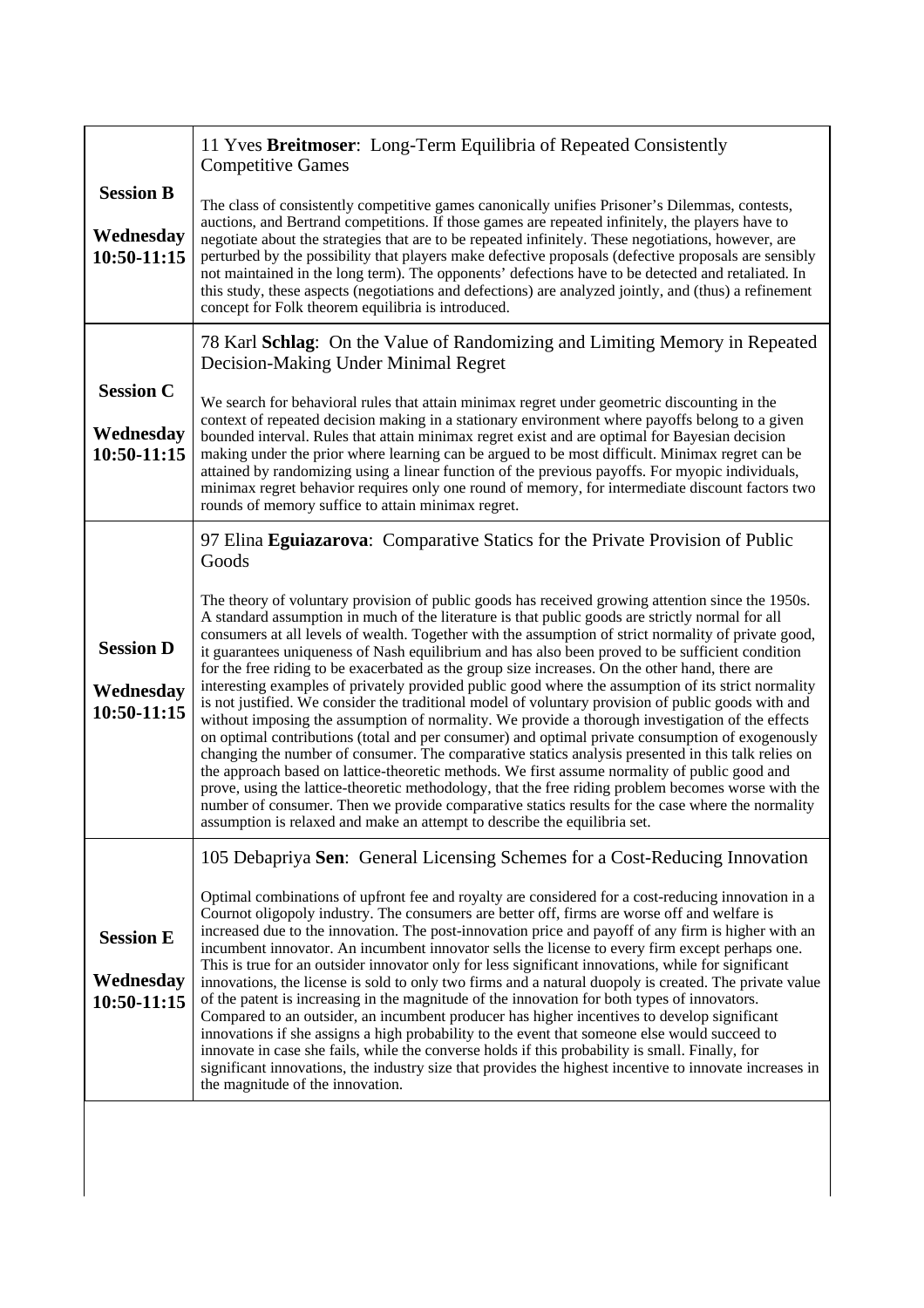| | |
|---|---|
| **Session B**<br><br>**Wednesday 10:50-11:15** | 11 Yves **Breitmoser**: Long-Term Equilibria of Repeated Consistently Competitive Games<br><br>The class of consistently competitive games canonically unifies Prisoner's Dilemmas, contests, auctions, and Bertrand competitions. If those games are repeated infinitely, the players have to negotiate about the strategies that are to be repeated infinitely. These negotiations, however, are perturbed by the possibility that players make defective proposals (defective proposals are sensibly not maintained in the long term). The opponents' defections have to be detected and retaliated. In this study, these aspects (negotiations and defections) are analyzed jointly, and (thus) a refinement concept for Folk theorem equilibria is introduced. |
| **Session C**<br><br>**Wednesday 10:50-11:15** | 78 Karl **Schlag**: On the Value of Randomizing and Limiting Memory in Repeated Decision-Making Under Minimal Regret<br><br>We search for behavioral rules that attain minimax regret under geometric discounting in the context of repeated decision making in a stationary environment where payoffs belong to a given bounded interval. Rules that attain minimax regret exist and are optimal for Bayesian decision making under the prior where learning can be argued to be most difficult. Minimax regret can be attained by randomizing using a linear function of the previous payoffs. For myopic individuals, minimax regret behavior requires only one round of memory, for intermediate discount factors two rounds of memory suffice to attain minimax regret. |
| **Session D**<br><br>**Wednesday 10:50-11:15** | 97 Elina **Eguiazarova**: Comparative Statics for the Private Provision of Public Goods<br><br>The theory of voluntary provision of public goods has received growing attention since the 1950s. A standard assumption in much of the literature is that public goods are strictly normal for all consumers at all levels of wealth. Together with the assumption of strict normality of private good, it guarantees uniqueness of Nash equilibrium and has also been proved to be sufficient condition for the free riding to be exacerbated as the group size increases. On the other hand, there are interesting examples of privately provided public good where the assumption of its strict normality is not justified. We consider the traditional model of voluntary provision of public goods with and without imposing the assumption of normality. We provide a thorough investigation of the effects on optimal contributions (total and per consumer) and optimal private consumption of exogenously changing the number of consumer. The comparative statics analysis presented in this talk relies on the approach based on lattice-theoretic methods. We first assume normality of public good and prove, using the lattice-theoretic methodology, that the free riding problem becomes worse with the number of consumer. Then we provide comparative statics results for the case where the normality assumption is relaxed and make an attempt to describe the equilibria set. |
| **Session E**<br><br>**Wednesday 10:50-11:15** | 105 Debapriya **Sen**: General Licensing Schemes for a Cost-Reducing Innovation<br><br>Optimal combinations of upfront fee and royalty are considered for a cost-reducing innovation in a Cournot oligopoly industry. The consumers are better off, firms are worse off and welfare is increased due to the innovation. The post-innovation price and payoff of any firm is higher with an incumbent innovator. An incumbent innovator sells the license to every firm except perhaps one. This is true for an outsider innovator only for less significant innovations, while for significant innovations, the license is sold to only two firms and a natural duopoly is created. The private value of the patent is increasing in the magnitude of the innovation for both types of innovators. Compared to an outsider, an incumbent producer has higher incentives to develop significant innovations if she assigns a high probability to the event that someone else would succeed to innovate in case she fails, while the converse holds if this probability is small. Finally, for significant innovations, the industry size that provides the highest incentive to innovate increases in the magnitude of the innovation. |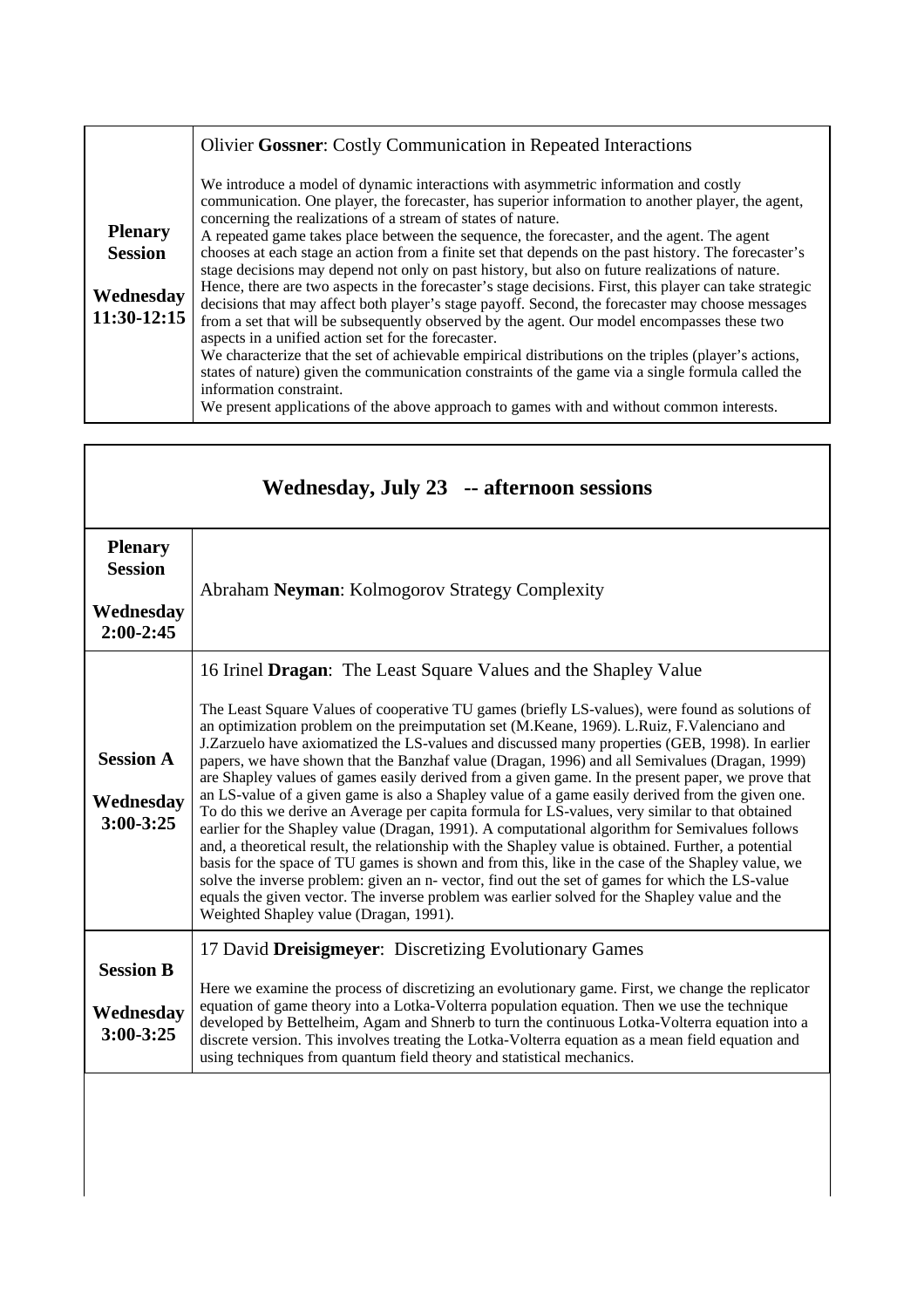| | |
|---|---|
| **Plenary Session**<br><br>**Wednesday 11:30-12:15** | Olivier **Gossner**: Costly Communication in Repeated Interactions<br><br>We introduce a model of dynamic interactions with asymmetric information and costly communication. One player, the forecaster, has superior information to another player, the agent, concerning the realizations of a stream of states of nature.<br>A repeated game takes place between the sequence, the forecaster, and the agent. The agent chooses at each stage an action from a finite set that depends on the past history. The forecaster's stage decisions may depend not only on past history, but also on future realizations of nature.<br>Hence, there are two aspects in the forecaster's stage decisions. First, this player can take strategic decisions that may affect both player's stage payoff. Second, the forecaster may choose messages from a set that will be subsequently observed by the agent. Our model encompasses these two aspects in a unified action set for the forecaster.<br>We characterize that the set of achievable empirical distributions on the triples (player's actions, states of nature) given the communication constraints of the game via a single formula called the information constraint.<br>We present applications of the above approach to games with and without common interests. |

## Wednesday, July 23 -- afternoon sessions

| | |
|---|---|
| **Plenary Session**<br><br>**Wednesday 2:00-2:45** | Abraham **Neyman**: Kolmogorov Strategy Complexity |
| **Session A**<br><br>**Wednesday 3:00-3:25** | 16 Irinel **Dragan**: The Least Square Values and the Shapley Value<br><br>The Least Square Values of cooperative TU games (briefly LS-values), were found as solutions of an optimization problem on the preimputation set (M.Keane, 1969). L.Ruiz, F.Valenciano and J.Zarzuelo have axiomatized the LS-values and discussed many properties (GEB, 1998). In earlier papers, we have shown that the Banzhaf value (Dragan, 1996) and all Semivalues (Dragan, 1999) are Shapley values of games easily derived from a given game. In the present paper, we prove that an LS-value of a given game is also a Shapley value of a game easily derived from the given one. To do this we derive an Average per capita formula for LS-values, very similar to that obtained earlier for the Shapley value (Dragan, 1991). A computational algorithm for Semivalues follows and, a theoretical result, the relationship with the Shapley value is obtained. Further, a potential basis for the space of TU games is shown and from this, like in the case of the Shapley value, we solve the inverse problem: given an n- vector, find out the set of games for which the LS-value equals the given vector. The inverse problem was earlier solved for the Shapley value and the Weighted Shapley value (Dragan, 1991). |
| **Session B**<br><br>**Wednesday 3:00-3:25** | 17 David **Dreisigmeyer**: Discretizing Evolutionary Games<br><br>Here we examine the process of discretizing an evolutionary game. First, we change the replicator equation of game theory into a Lotka-Volterra population equation. Then we use the technique developed by Bettelheim, Agam and Shnerb to turn the continuous Lotka-Volterra equation into a discrete version. This involves treating the Lotka-Volterra equation as a mean field equation and using techniques from quantum field theory and statistical mechanics. |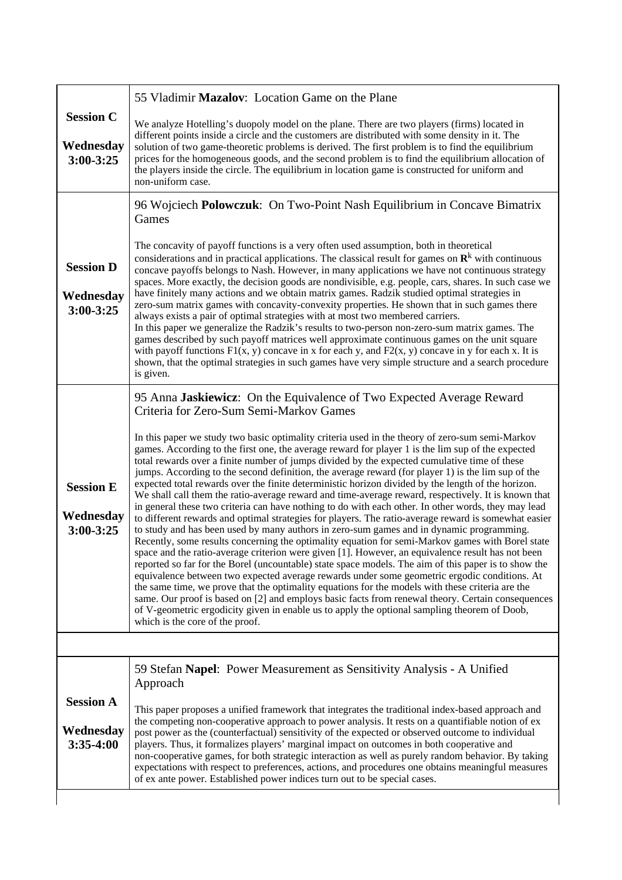| | |
|---|---|
| **Session C**<br><br>**Wednesday 3:00-3:25** | 55 Vladimir **Mazalov**: Location Game on the Plane<br><br>We analyze Hotelling's duopoly model on the plane. There are two players (firms) located in different points inside a circle and the customers are distributed with some density in it. The solution of two game-theoretic problems is derived. The first problem is to find the equilibrium prices for the homogeneous goods, and the second problem is to find the equilibrium allocation of the players inside the circle. The equilibrium in location game is constructed for uniform and non-uniform case. |
| **Session D**<br><br>**Wednesday 3:00-3:25** | 96 Wojciech **Polowczuk**: On Two-Point Nash Equilibrium in Concave Bimatrix Games<br><br>The concavity of payoff functions is a very often used assumption, both in theoretical considerations and in practical applications. The classical result for games on $\mathbf{R}^k$ with continuous concave payoffs belongs to Nash. However, in many applications we have not continuous strategy spaces. More exactly, the decision goods are nondivisible, e.g. people, cars, shares. In such case we have finitely many actions and we obtain matrix games. Radzik studied optimal strategies in zero-sum matrix games with concavity-convexity properties. He shown that in such games there always exists a pair of optimal strategies with at most two membered carriers.<br>In this paper we generalize the Radzik's results to two-person non-zero-sum matrix games. The games described by such payoff matrices well approximate continuous games on the unit square with payoff functions $F1(x, y)$ concave in x for each y, and $F2(x, y)$ concave in y for each x. It is shown, that the optimal strategies in such games have very simple structure and a search procedure is given. |
| **Session E**<br><br>**Wednesday 3:00-3:25** | 95 Anna **Jaskiewicz**: On the Equivalence of Two Expected Average Reward Criteria for Zero-Sum Semi-Markov Games<br><br>In this paper we study two basic optimality criteria used in the theory of zero-sum semi-Markov games. According to the first one, the average reward for player 1 is the lim sup of the expected total rewards over a finite number of jumps divided by the expected cumulative time of these jumps. According to the second definition, the average reward (for player 1) is the lim sup of the expected total rewards over the finite deterministic horizon divided by the length of the horizon. We shall call them the ratio-average reward and time-average reward, respectively. It is known that in general these two criteria can have nothing to do with each other. In other words, they may lead to different rewards and optimal strategies for players. The ratio-average reward is somewhat easier to study and has been used by many authors in zero-sum games and in dynamic programming. Recently, some results concerning the optimality equation for semi-Markov games with Borel state space and the ratio-average criterion were given [1]. However, an equivalence result has not been reported so far for the Borel (uncountable) state space models. The aim of this paper is to show the equivalence between two expected average rewards under some geometric ergodic conditions. At the same time, we prove that the optimality equations for the models with these criteria are the same. Our proof is based on [2] and employs basic facts from renewal theory. Certain consequences of V-geometric ergodicity given in enable us to apply the optional sampling theorem of Doob, which is the core of the proof. |
| | |
| **Session A**<br><br>**Wednesday 3:35-4:00** | 59 Stefan **Napel**: Power Measurement as Sensitivity Analysis - A Unified Approach<br><br>This paper proposes a unified framework that integrates the traditional index-based approach and the competing non-cooperative approach to power analysis. It rests on a quantifiable notion of ex post power as the (counterfactual) sensitivity of the expected or observed outcome to individual players. Thus, it formalizes players' marginal impact on outcomes in both cooperative and non-cooperative games, for both strategic interaction as well as purely random behavior. By taking expectations with respect to preferences, actions, and procedures one obtains meaningful measures of ex ante power. Established power indices turn out to be special cases. |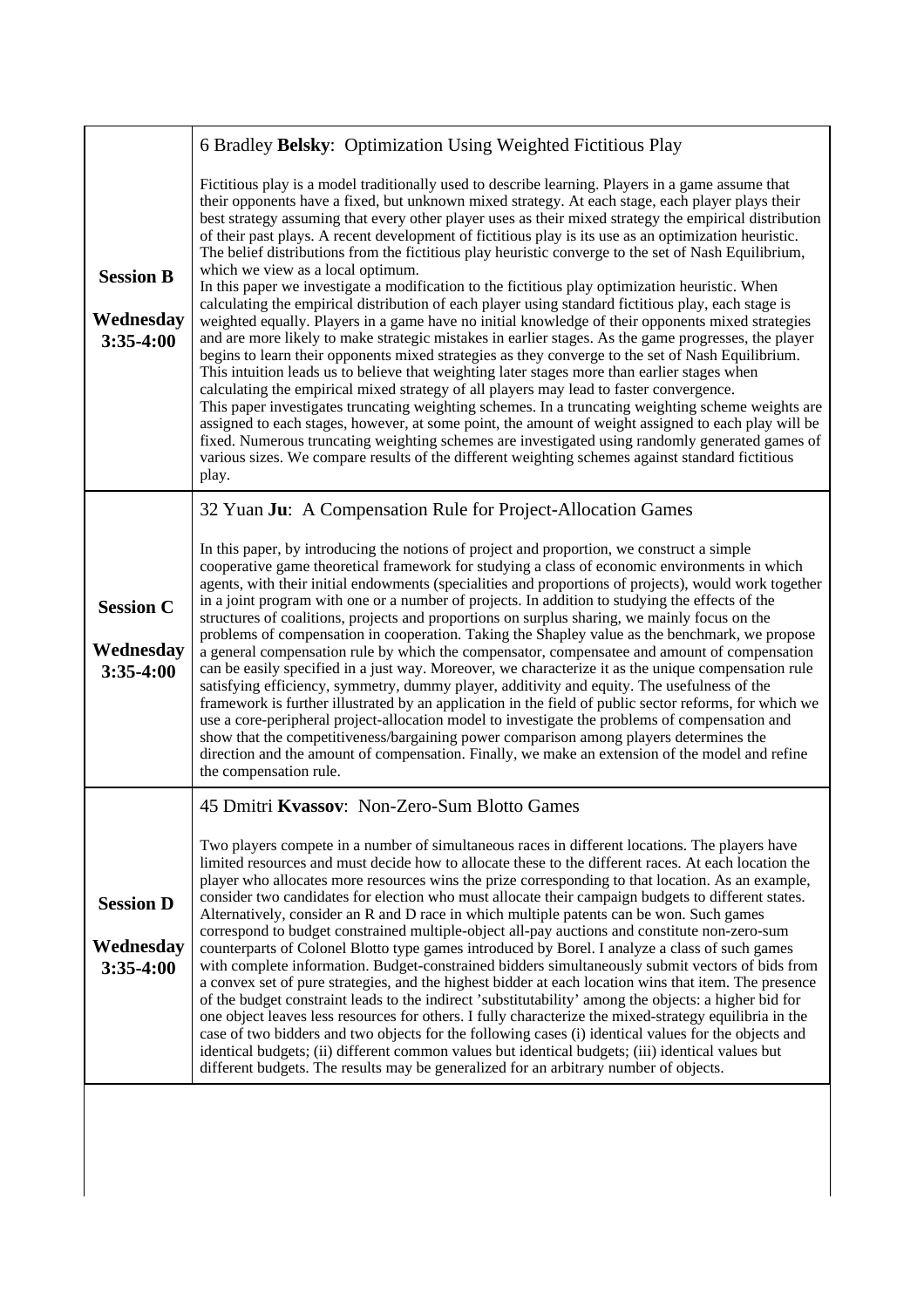| | |
|---|---|
| **Session B**<br><br>**Wednesday 3:35-4:00** | 6 Bradley **Belsky**: Optimization Using Weighted Fictitious Play<br><br>Fictitious play is a model traditionally used to describe learning. Players in a game assume that their opponents have a fixed, but unknown mixed strategy. At each stage, each player plays their best strategy assuming that every other player uses as their mixed strategy the empirical distribution of their past plays. A recent development of fictitious play is its use as an optimization heuristic. The belief distributions from the fictitious play heuristic converge to the set of Nash Equilibrium, which we view as a local optimum.<br>In this paper we investigate a modification to the fictitious play optimization heuristic. When calculating the empirical distribution of each player using standard fictitious play, each stage is weighted equally. Players in a game have no initial knowledge of their opponents mixed strategies and are more likely to make strategic mistakes in earlier stages. As the game progresses, the player begins to learn their opponents mixed strategies as they converge to the set of Nash Equilibrium. This intuition leads us to believe that weighting later stages more than earlier stages when calculating the empirical mixed strategy of all players may lead to faster convergence.<br>This paper investigates truncating weighting schemes. In a truncating weighting scheme weights are assigned to each stages, however, at some point, the amount of weight assigned to each play will be fixed. Numerous truncating weighting schemes are investigated using randomly generated games of various sizes. We compare results of the different weighting schemes against standard fictitious play. |
| **Session C**<br><br>**Wednesday 3:35-4:00** | 32 Yuan **Ju**: A Compensation Rule for Project-Allocation Games<br><br>In this paper, by introducing the notions of project and proportion, we construct a simple cooperative game theoretical framework for studying a class of economic environments in which agents, with their initial endowments (specialities and proportions of projects), would work together in a joint program with one or a number of projects. In addition to studying the effects of the structures of coalitions, projects and proportions on surplus sharing, we mainly focus on the problems of compensation in cooperation. Taking the Shapley value as the benchmark, we propose a general compensation rule by which the compensator, compensatee and amount of compensation can be easily specified in a just way. Moreover, we characterize it as the unique compensation rule satisfying efficiency, symmetry, dummy player, additivity and equity. The usefulness of the framework is further illustrated by an application in the field of public sector reforms, for which we use a core-peripheral project-allocation model to investigate the problems of compensation and show that the competitiveness/bargaining power comparison among players determines the direction and the amount of compensation. Finally, we make an extension of the model and refine the compensation rule. |
| **Session D**<br><br>**Wednesday 3:35-4:00** | 45 Dmitri **Kvassov**: Non-Zero-Sum Blotto Games<br><br>Two players compete in a number of simultaneous races in different locations. The players have limited resources and must decide how to allocate these to the different races. At each location the player who allocates more resources wins the prize corresponding to that location. As an example, consider two candidates for election who must allocate their campaign budgets to different states. Alternatively, consider an R and D race in which multiple patents can be won. Such games correspond to budget constrained multiple-object all-pay auctions and constitute non-zero-sum counterparts of Colonel Blotto type games introduced by Borel. I analyze a class of such games with complete information. Budget-constrained bidders simultaneously submit vectors of bids from a convex set of pure strategies, and the highest bidder at each location wins that item. The presence of the budget constraint leads to the indirect 'substitutability' among the objects: a higher bid for one object leaves less resources for others. I fully characterize the mixed-strategy equilibria in the case of two bidders and two objects for the following cases (i) identical values for the objects and identical budgets; (ii) different common values but identical budgets; (iii) identical values but different budgets. The results may be generalized for an arbitrary number of objects. |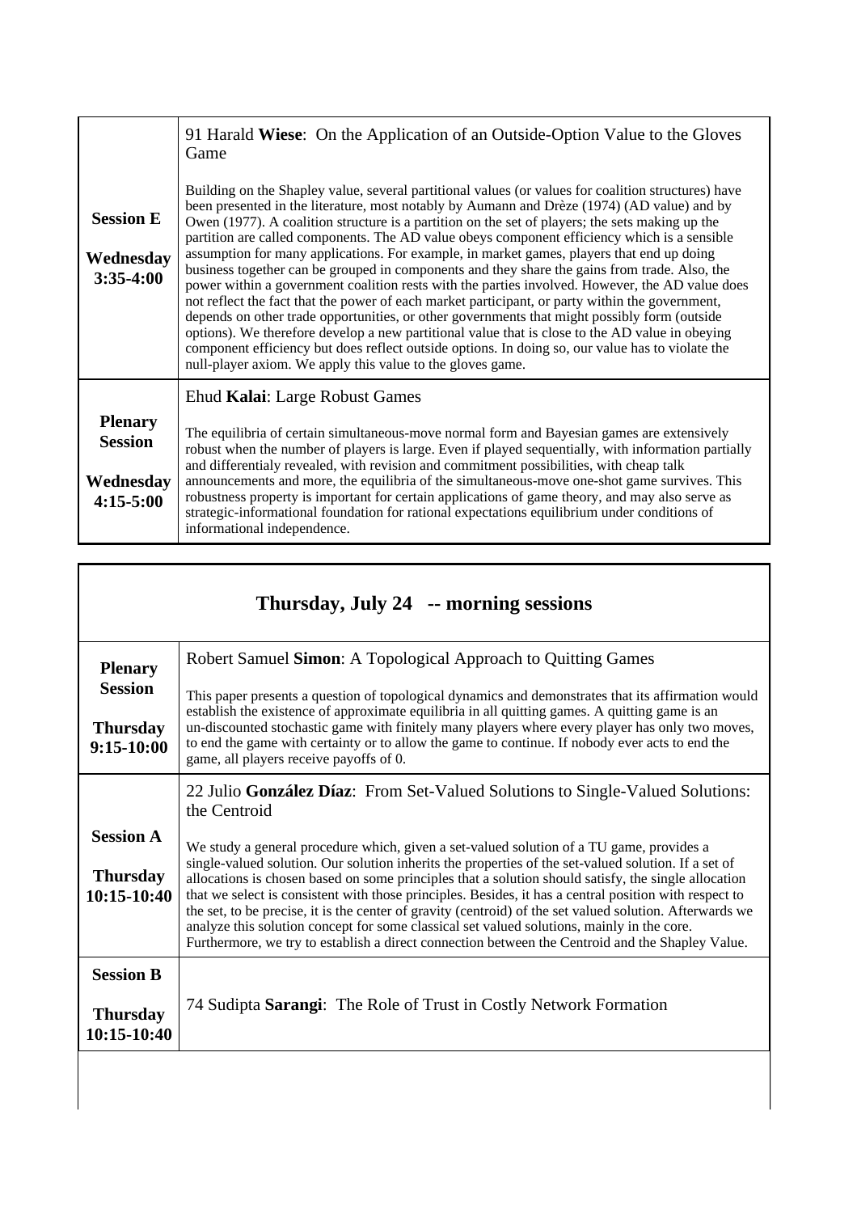| | |
|---|---|
| **Session E**<br><br>**Wednesday 3:35-4:00** | 91 Harald **Wiese**: On the Application of an Outside-Option Value to the Gloves Game<br><br>Building on the Shapley value, several partitional values (or values for coalition structures) have been presented in the literature, most notably by Aumann and Drèze (1974) (AD value) and by Owen (1977). A coalition structure is a partition on the set of players; the sets making up the partition are called components. The AD value obeys component efficiency which is a sensible assumption for many applications. For example, in market games, players that end up doing business together can be grouped in components and they share the gains from trade. Also, the power within a government coalition rests with the parties involved. However, the AD value does not reflect the fact that the power of each market participant, or party within the government, depends on other trade opportunities, or other governments that might possibly form (outside options). We therefore develop a new partitional value that is close to the AD value in obeying component efficiency but does reflect outside options. In doing so, our value has to violate the null-player axiom. We apply this value to the gloves game. |
| **Plenary Session**<br><br>**Wednesday 4:15-5:00** | Ehud **Kalai**: Large Robust Games<br><br>The equilibria of certain simultaneous-move normal form and Bayesian games are extensively robust when the number of players is large. Even if played sequentially, with information partially and differentialy revealed, with revision and commitment possibilities, with cheap talk announcements and more, the equilibria of the simultaneous-move one-shot game survives. This robustness property is important for certain applications of game theory, and may also serve as strategic-informational foundation for rational expectations equilibrium under conditions of informational independence. |

## Thursday, July 24 -- morning sessions

| | |
|---|---|
| **Plenary Session**<br><br>**Thursday 9:15-10:00** | Robert Samuel **Simon**: A Topological Approach to Quitting Games<br><br>This paper presents a question of topological dynamics and demonstrates that its affirmation would establish the existence of approximate equilibria in all quitting games. A quitting game is an un-discounted stochastic game with finitely many players where every player has only two moves, to end the game with certainty or to allow the game to continue. If nobody ever acts to end the game, all players receive payoffs of 0. |
| **Session A**<br><br>**Thursday 10:15-10:40** | 22 Julio **González Díaz**: From Set-Valued Solutions to Single-Valued Solutions: the Centroid<br><br>We study a general procedure which, given a set-valued solution of a TU game, provides a single-valued solution. Our solution inherits the properties of the set-valued solution. If a set of allocations is chosen based on some principles that a solution should satisfy, the single allocation that we select is consistent with those principles. Besides, it has a central position with respect to the set, to be precise, it is the center of gravity (centroid) of the set valued solution. Afterwards we analyze this solution concept for some classical set valued solutions, mainly in the core. Furthermore, we try to establish a direct connection between the Centroid and the Shapley Value. |
| **Session B**<br><br>**Thursday 10:15-10:40** | 74 Sudipta **Sarangi**: The Role of Trust in Costly Network Formation |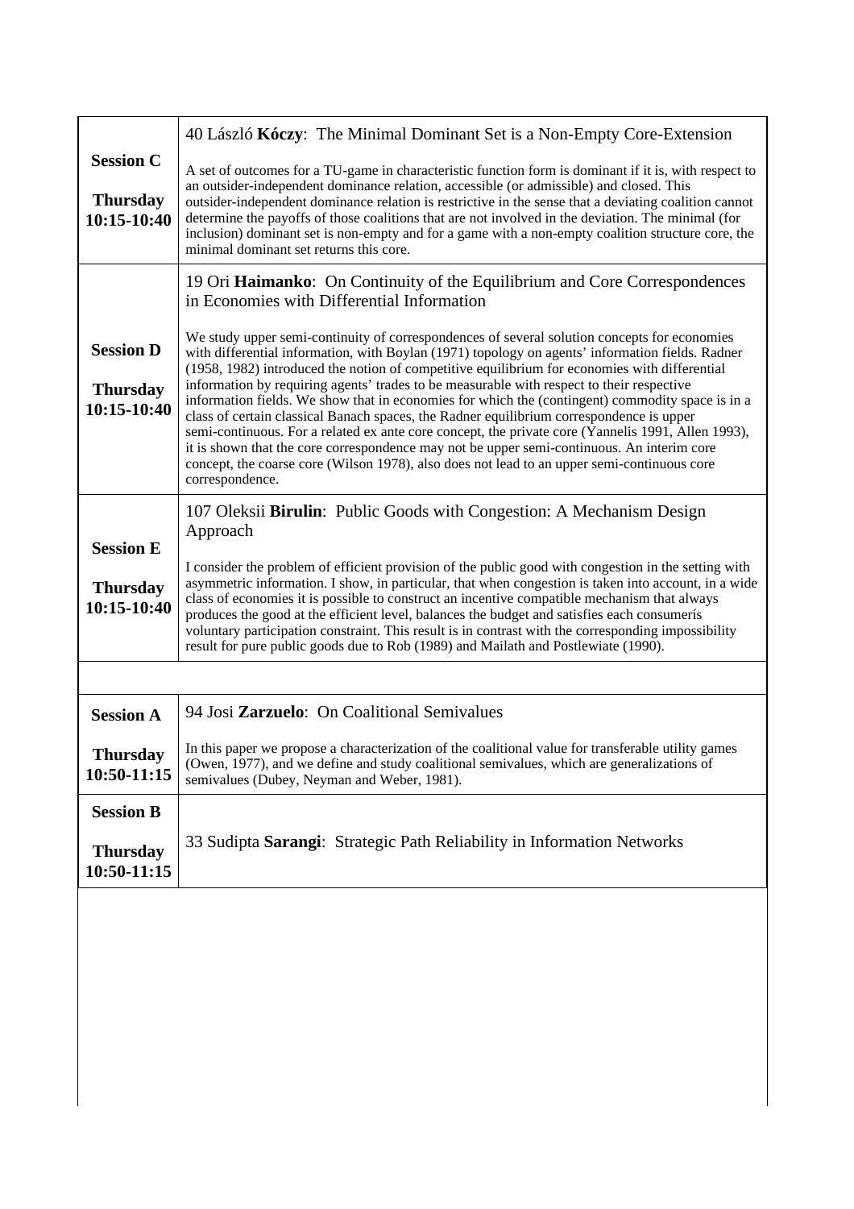| | |
|---|---|
| **Session C**<br><br>**Thursday 10:15-10:40** | 40 László **Kóczy**: The Minimal Dominant Set is a Non-Empty Core-Extension<br><br>A set of outcomes for a TU-game in characteristic function form is dominant if it is, with respect to an outsider-independent dominance relation, accessible (or admissible) and closed. This outsider-independent dominance relation is restrictive in the sense that a deviating coalition cannot determine the payoffs of those coalitions that are not involved in the deviation. The minimal (for inclusion) dominant set is non-empty and for a game with a non-empty coalition structure core, the minimal dominant set returns this core. |
| **Session D**<br><br>**Thursday 10:15-10:40** | 19 Ori **Haimanko**: On Continuity of the Equilibrium and Core Correspondences in Economies with Differential Information<br><br>We study upper semi-continuity of correspondences of several solution concepts for economies with differential information, with Boylan (1971) topology on agents' information fields. Radner (1958, 1982) introduced the notion of competitive equilibrium for economies with differential information by requiring agents' trades to be measurable with respect to their respective information fields. We show that in economies for which the (contingent) commodity space is in a class of certain classical Banach spaces, the Radner equilibrium correspondence is upper semi-continuous. For a related ex ante core concept, the private core (Yannelis 1991, Allen 1993), it is shown that the core correspondence may not be upper semi-continuous. An interim core concept, the coarse core (Wilson 1978), also does not lead to an upper semi-continuous core correspondence. |
| **Session E**<br><br>**Thursday 10:15-10:40** | 107 Oleksii **Birulin**: Public Goods with Congestion: A Mechanism Design Approach<br><br>I consider the problem of efficient provision of the public good with congestion in the setting with asymmetric information. I show, in particular, that when congestion is taken into account, in a wide class of economies it is possible to construct an incentive compatible mechanism that always produces the good at the efficient level, balances the budget and satisfies each consumerís voluntary participation constraint. This result is in contrast with the corresponding impossibility result for pure public goods due to Rob (1989) and Mailath and Postlewiate (1990). |
| | |
| **Session A**<br><br>**Thursday 10:50-11:15** | 94 Josi **Zarzuelo**: On Coalitional Semivalues<br><br>In this paper we propose a characterization of the coalitional value for transferable utility games (Owen, 1977), and we define and study coalitional semivalues, which are generalizations of semivalues (Dubey, Neyman and Weber, 1981). |
| **Session B**<br><br>**Thursday 10:50-11:15** | 33 Sudipta **Sarangi**: Strategic Path Reliability in Information Networks |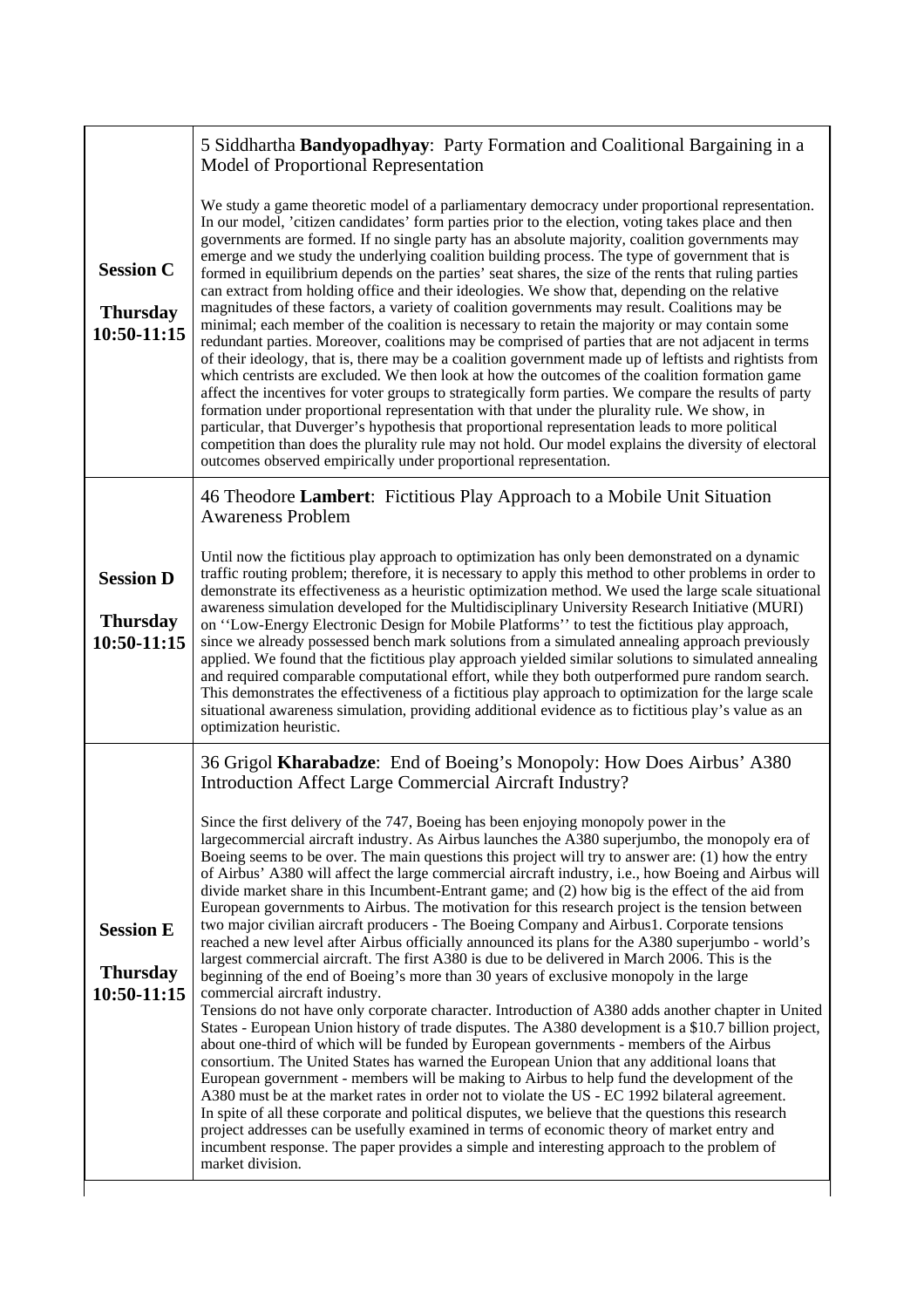| | |
|---|---|
| **Session C** **Thursday 10:50-11:15** | 5 Siddhartha **Bandyopadhyay**: Party Formation and Coalitional Bargaining in a Model of Proportional Representation<br><br>We study a game theoretic model of a parliamentary democracy under proportional representation. In our model, 'citizen candidates' form parties prior to the election, voting takes place and then governments are formed. If no single party has an absolute majority, coalition governments may emerge and we study the underlying coalition building process. The type of government that is formed in equilibrium depends on the parties' seat shares, the size of the rents that ruling parties can extract from holding office and their ideologies. We show that, depending on the relative magnitudes of these factors, a variety of coalition governments may result. Coalitions may be minimal; each member of the coalition is necessary to retain the majority or may contain some redundant parties. Moreover, coalitions may be comprised of parties that are not adjacent in terms of their ideology, that is, there may be a coalition government made up of leftists and rightists from which centrists are excluded. We then look at how the outcomes of the coalition formation game affect the incentives for voter groups to strategically form parties. We compare the results of party formation under proportional representation with that under the plurality rule. We show, in particular, that Duverger's hypothesis that proportional representation leads to more political competition than does the plurality rule may not hold. Our model explains the diversity of electoral outcomes observed empirically under proportional representation. |
| **Session D** **Thursday 10:50-11:15** | 46 Theodore **Lambert**: Fictitious Play Approach to a Mobile Unit Situation Awareness Problem<br><br>Until now the fictitious play approach to optimization has only been demonstrated on a dynamic traffic routing problem; therefore, it is necessary to apply this method to other problems in order to demonstrate its effectiveness as a heuristic optimization method. We used the large scale situational awareness simulation developed for the Multidisciplinary University Research Initiative (MURI) on ''Low-Energy Electronic Design for Mobile Platforms'' to test the fictitious play approach, since we already possessed bench mark solutions from a simulated annealing approach previously applied. We found that the fictitious play approach yielded similar solutions to simulated annealing and required comparable computational effort, while they both outperformed pure random search. This demonstrates the effectiveness of a fictitious play approach to optimization for the large scale situational awareness simulation, providing additional evidence as to fictitious play's value as an optimization heuristic. |
| **Session E** **Thursday 10:50-11:15** | 36 Grigol **Kharabadze**: End of Boeing's Monopoly: How Does Airbus' A380 Introduction Affect Large Commercial Aircraft Industry?<br><br>Since the first delivery of the 747, Boeing has been enjoying monopoly power in the largecommercial aircraft industry. As Airbus launches the A380 superjumbo, the monopoly era of Boeing seems to be over. The main questions this project will try to answer are: (1) how the entry of Airbus' A380 will affect the large commercial aircraft industry, i.e., how Boeing and Airbus will divide market share in this Incumbent-Entrant game; and (2) how big is the effect of the aid from European governments to Airbus. The motivation for this research project is the tension between two major civilian aircraft producers - The Boeing Company and Airbus1. Corporate tensions reached a new level after Airbus officially announced its plans for the A380 superjumbo - world's largest commercial aircraft. The first A380 is due to be delivered in March 2006. This is the beginning of the end of Boeing's more than 30 years of exclusive monopoly in the large commercial aircraft industry.<br>Tensions do not have only corporate character. Introduction of A380 adds another chapter in United States - European Union history of trade disputes. The A380 development is a $10.7 billion project, about one-third of which will be funded by European governments - members of the Airbus consortium. The United States has warned the European Union that any additional loans that European government - members will be making to Airbus to help fund the development of the A380 must be at the market rates in order not to violate the US - EC 1992 bilateral agreement.<br>In spite of all these corporate and political disputes, we believe that the questions this research project addresses can be usefully examined in terms of economic theory of market entry and incumbent response. The paper provides a simple and interesting approach to the problem of market division. |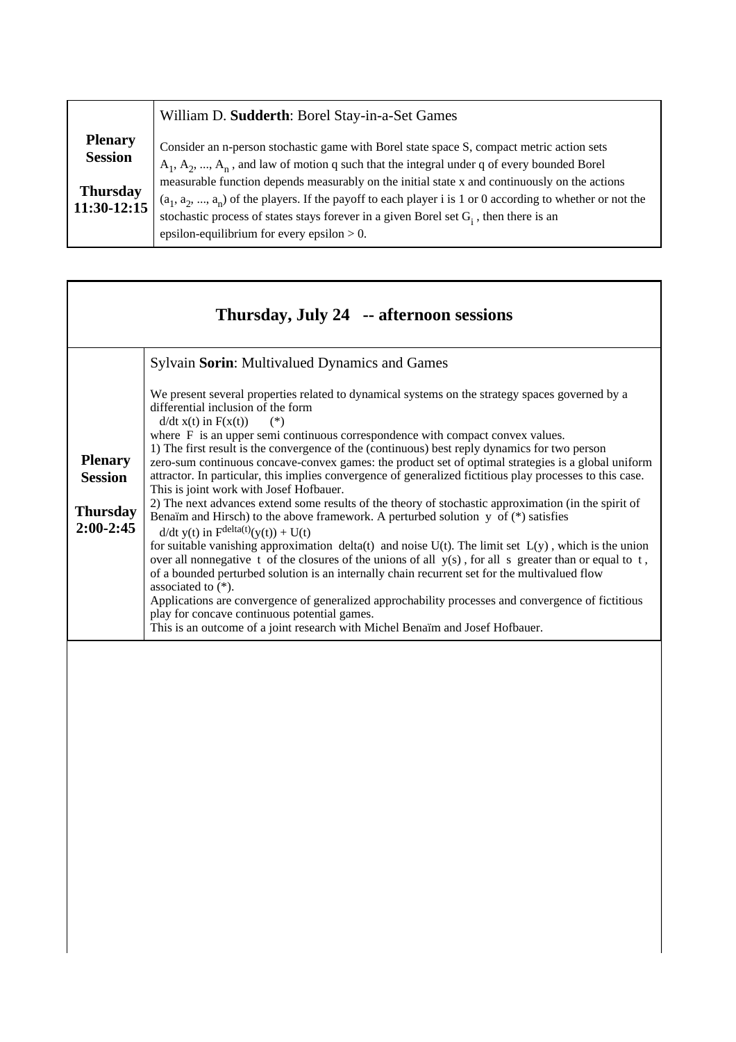| | |
|---|---|
| **Plenary Session**<br><br>**Thursday 11:30-12:15** | William D. **Sudderth**: Borel Stay-in-a-Set Games<br><br>Consider an n-person stochastic game with Borel state space S, compact metric action sets $A_1, A_2, ..., A_n$ , and law of motion q such that the integral under q of every bounded Borel measurable function depends measurably on the initial state x and continuously on the actions $(a_1, a_2, ..., a_n)$ of the players. If the payoff to each player i is 1 or 0 according to whether or not the stochastic process of states stays forever in a given Borel set $G_i$ , then there is an epsilon-equilibrium for every epsilon > 0. |

## Thursday, July 24 -- afternoon sessions

| | |
|---|---|
| **Plenary Session**<br><br>**Thursday 2:00-2:45** | Sylvain **Sorin**: Multivalued Dynamics and Games<br><br>We present several properties related to dynamical systems on the strategy spaces governed by a differential inclusion of the form<br>d/dt x(t) in F(x(t)) (*)<br>where F is an upper semi continuous correspondence with compact convex values.<br>1) The first result is the convergence of the (continuous) best reply dynamics for two person zero-sum continuous concave-convex games: the product set of optimal strategies is a global uniform attractor. In particular, this implies convergence of generalized fictitious play processes to this case. This is joint work with Josef Hofbauer.<br>2) The next advances extend some results of the theory of stochastic approximation (in the spirit of Benaïm and Hirsch) to the above framework. A perturbed solution y of (*) satisfies<br>d/dt y(t) in $F^{delta(t)}(y(t)) + U(t)$<br>for suitable vanishing approximation delta(t) and noise U(t). The limit set L(y) , which is the union over all nonnegative t of the closures of the unions of all y(s) , for all s greater than or equal to t , of a bounded perturbed solution is an internally chain recurrent set for the multivalued flow associated to (*).<br>Applications are convergence of generalized approchability processes and convergence of fictitious play for concave continuous potential games.<br>This is an outcome of a joint research with Michel Benaïm and Josef Hofbauer. |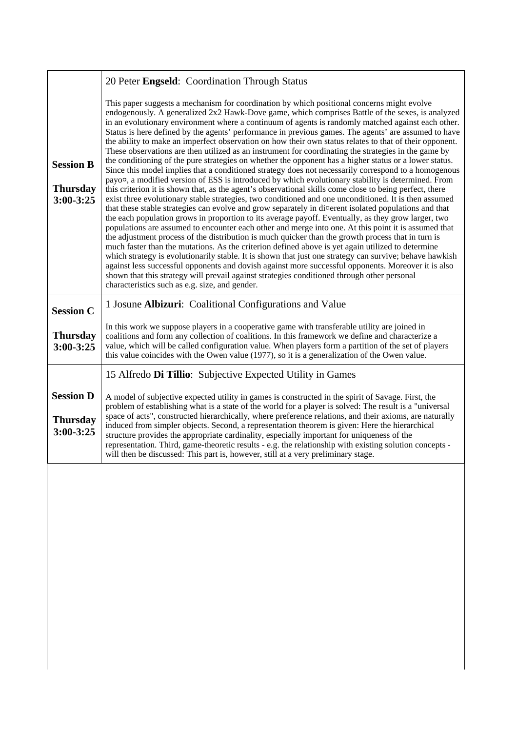| | |
|---|---|
| **Session B**<br><br>**Thursday 3:00-3:25** | 20 Peter **Engseld**: Coordination Through Status<br><br>This paper suggests a mechanism for coordination by which positional concerns might evolve endogenously. A generalized 2x2 Hawk-Dove game, which comprises Battle of the sexes, is analyzed in an evolutionary environment where a continuum of agents is randomly matched against each other. Status is here defined by the agents' performance in previous games. The agents' are assumed to have the ability to make an imperfect observation on how their own status relates to that of their opponent. These observations are then utilized as an instrument for coordinating the strategies in the game by the conditioning of the pure strategies on whether the opponent has a higher status or a lower status. Since this model implies that a conditioned strategy does not necessarily correspond to a homogenous payo¤, a modified version of ESS is introduced by which evolutionary stability is determined. From this criterion it is shown that, as the agent's observational skills come close to being perfect, there exist three evolutionary stable strategies, two conditioned and one unconditioned. It is then assumed that these stable strategies can evolve and grow separately in di¤erent isolated populations and that the each population grows in proportion to its average payoff. Eventually, as they grow larger, two populations are assumed to encounter each other and merge into one. At this point it is assumed that the adjustment process of the distribution is much quicker than the growth process that in turn is much faster than the mutations. As the criterion defined above is yet again utilized to determine which strategy is evolutionarily stable. It is shown that just one strategy can survive; behave hawkish against less successful opponents and dovish against more successful opponents. Moreover it is also shown that this strategy will prevail against strategies conditioned through other personal characteristics such as e.g. size, and gender. |
| **Session C**<br><br>**Thursday 3:00-3:25** | 1 Josune **Albizuri**: Coalitional Configurations and Value<br><br>In this work we suppose players in a cooperative game with transferable utility are joined in coalitions and form any collection of coalitions. In this framework we define and characterize a value, which will be called configuration value. When players form a partition of the set of players this value coincides with the Owen value (1977), so it is a generalization of the Owen value. |
| **Session D**<br><br>**Thursday 3:00-3:25** | 15 Alfredo **Di Tillio**: Subjective Expected Utility in Games<br><br>A model of subjective expected utility in games is constructed in the spirit of Savage. First, the problem of establishing what is a state of the world for a player is solved: The result is a "universal space of acts", constructed hierarchically, where preference relations, and their axioms, are naturally induced from simpler objects. Second, a representation theorem is given: Here the hierarchical structure provides the appropriate cardinality, especially important for uniqueness of the representation. Third, game-theoretic results - e.g. the relationship with existing solution concepts - will then be discussed: This part is, however, still at a very preliminary stage. |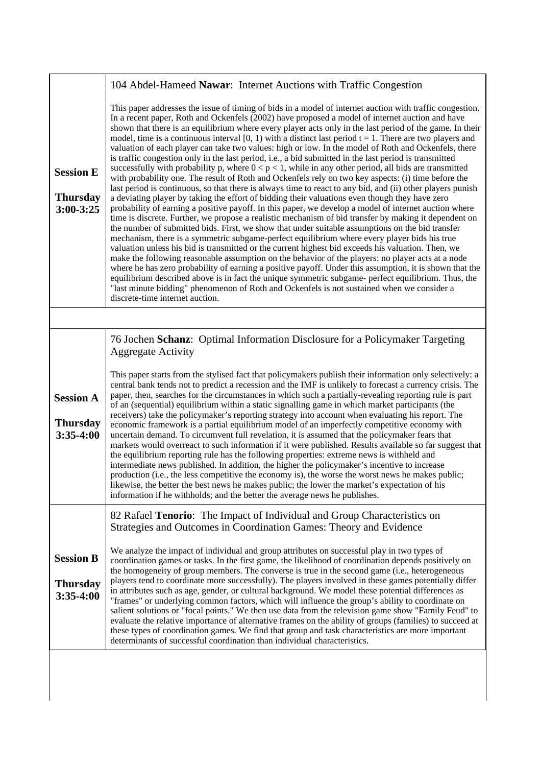| | |
|---|---|
| **Session E**<br><br>**Thursday**<br>**3:00-3:25** | 104 Abdel-Hameed **Nawar**: Internet Auctions with Traffic Congestion<br><br>This paper addresses the issue of timing of bids in a model of internet auction with traffic congestion. In a recent paper, Roth and Ockenfels (2002) have proposed a model of internet auction and have shown that there is an equilibrium where every player acts only in the last period of the game. In their model, time is a continuous interval $[0, 1)$ with a distinct last period $t = 1$. There are two players and valuation of each player can take two values: high or low. In the model of Roth and Ockenfels, there is traffic congestion only in the last period, i.e., a bid submitted in the last period is transmitted successfully with probability p, where $0 < p < 1$, while in any other period, all bids are transmitted with probability one. The result of Roth and Ockenfels rely on two key aspects: (i) time before the last period is continuous, so that there is always time to react to any bid, and (ii) other players punish a deviating player by taking the effort of bidding their valuations even though they have zero probability of earning a positive payoff. In this paper, we develop a model of internet auction where time is discrete. Further, we propose a realistic mechanism of bid transfer by making it dependent on the number of submitted bids. First, we show that under suitable assumptions on the bid transfer mechanism, there is a symmetric subgame-perfect equilibrium where every player bids his true valuation unless his bid is transmitted or the current highest bid exceeds his valuation. Then, we make the following reasonable assumption on the behavior of the players: no player acts at a node where he has zero probability of earning a positive payoff. Under this assumption, it is shown that the equilibrium described above is in fact the unique symmetric subgame- perfect equilibrium. Thus, the "last minute bidding" phenomenon of Roth and Ockenfels is not sustained when we consider a discrete-time internet auction. |
| | |
| **Session A**<br><br>**Thursday**<br>**3:35-4:00** | 76 Jochen **Schanz**: Optimal Information Disclosure for a Policymaker Targeting Aggregate Activity<br><br>This paper starts from the stylised fact that policymakers publish their information only selectively: a central bank tends not to predict a recession and the IMF is unlikely to forecast a currency crisis. The paper, then, searches for the circumstances in which such a partially-revealing reporting rule is part of an (sequential) equilibrium within a static signalling game in which market participants (the receivers) take the policymaker's reporting strategy into account when evaluating his report. The economic framework is a partial equilibrium model of an imperfectly competitive economy with uncertain demand. To circumvent full revelation, it is assumed that the policymaker fears that markets would overreact to such information if it were published. Results available so far suggest that the equilibrium reporting rule has the following properties: extreme news is withheld and intermediate news published. In addition, the higher the policymaker's incentive to increase production (i.e., the less competitive the economy is), the worse the worst news he makes public; likewise, the better the best news he makes public; the lower the market's expectation of his information if he withholds; and the better the average news he publishes. |
| **Session B**<br><br>**Thursday**<br>**3:35-4:00** | 82 Rafael **Tenorio**: The Impact of Individual and Group Characteristics on Strategies and Outcomes in Coordination Games: Theory and Evidence<br><br>We analyze the impact of individual and group attributes on successful play in two types of coordination games or tasks. In the first game, the likelihood of coordination depends positively on the homogeneity of group members. The converse is true in the second game (i.e., heterogeneous players tend to coordinate more successfully). The players involved in these games potentially differ in attributes such as age, gender, or cultural background. We model these potential differences as "frames" or underlying common factors, which will influence the group's ability to coordinate on salient solutions or "focal points." We then use data from the television game show "Family Feud" to evaluate the relative importance of alternative frames on the ability of groups (families) to succeed at these types of coordination games. We find that group and task characteristics are more important determinants of successful coordination than individual characteristics. |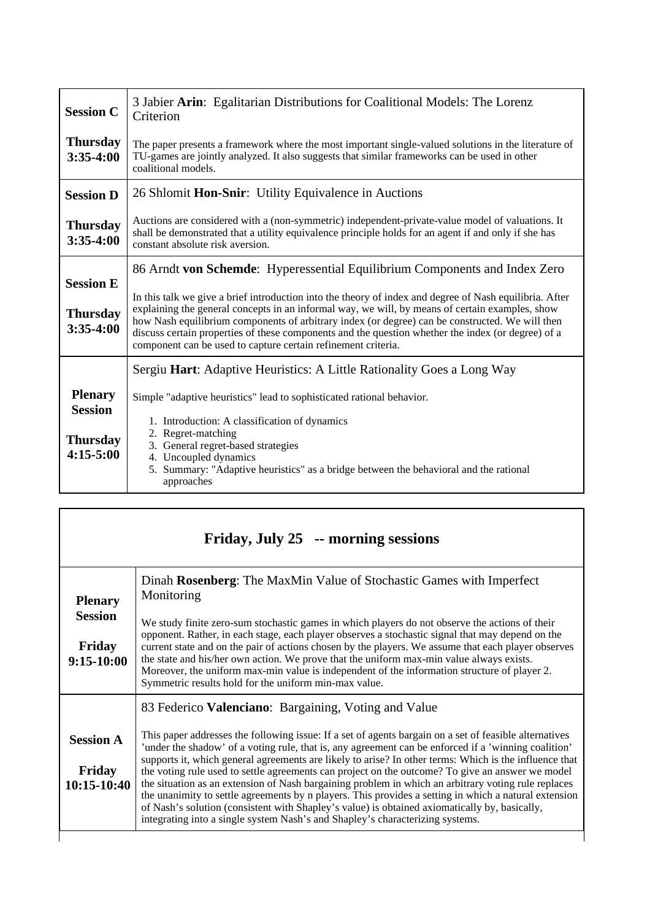| | |
|---|---|
| **Session C**<br><br>**Thursday 3:35-4:00** | 3 Jabier **Arin**: Egalitarian Distributions for Coalitional Models: The Lorenz Criterion<br><br>The paper presents a framework where the most important single-valued solutions in the literature of TU-games are jointly analyzed. It also suggests that similar frameworks can be used in other coalitional models. |
| **Session D**<br><br>**Thursday 3:35-4:00** | 26 Shlomit **Hon-Snir**: Utility Equivalence in Auctions<br><br>Auctions are considered with a (non-symmetric) independent-private-value model of valuations. It shall be demonstrated that a utility equivalence principle holds for an agent if and only if she has constant absolute risk aversion. |
| **Session E**<br><br>**Thursday 3:35-4:00** | 86 Arndt **von Schemde**: Hyperessential Equilibrium Components and Index Zero<br><br>In this talk we give a brief introduction into the theory of index and degree of Nash equilibria. After explaining the general concepts in an informal way, we will, by means of certain examples, show how Nash equilibrium components of arbitrary index (or degree) can be constructed. We will then discuss certain properties of these components and the question whether the index (or degree) of a component can be used to capture certain refinement criteria. |
| **Plenary Session**<br><br>**Thursday 4:15-5:00** | Sergiu **Hart**: Adaptive Heuristics: A Little Rationality Goes a Long Way<br><br>Simple "adaptive heuristics" lead to sophisticated rational behavior.<br><br>1. Introduction: A classification of dynamics<br>2. Regret-matching<br>3. General regret-based strategies<br>4. Uncoupled dynamics<br>5. Summary: "Adaptive heuristics" as a bridge between the behavioral and the rational approaches |

## Friday, July 25 -- morning sessions

| | |
|---|---|
| **Plenary Session**<br><br>**Friday 9:15-10:00** | Dinah **Rosenberg**: The MaxMin Value of Stochastic Games with Imperfect Monitoring<br><br>We study finite zero-sum stochastic games in which players do not observe the actions of their opponent. Rather, in each stage, each player observes a stochastic signal that may depend on the current state and on the pair of actions chosen by the players. We assume that each player observes the state and his/her own action. We prove that the uniform max-min value always exists. Moreover, the uniform max-min value is independent of the information structure of player 2. Symmetric results hold for the uniform min-max value. |
| **Session A**<br><br>**Friday 10:15-10:40** | 83 Federico **Valenciano**: Bargaining, Voting and Value<br><br>This paper addresses the following issue: If a set of agents bargain on a set of feasible alternatives 'under the shadow' of a voting rule, that is, any agreement can be enforced if a 'winning coalition' supports it, which general agreements are likely to arise? In other terms: Which is the influence that the voting rule used to settle agreements can project on the outcome? To give an answer we model the situation as an extension of Nash bargaining problem in which an arbitrary voting rule replaces the unanimity to settle agreements by n players. This provides a setting in which a natural extension of Nash's solution (consistent with Shapley's value) is obtained axiomatically by, basically, integrating into a single system Nash's and Shapley's characterizing systems. |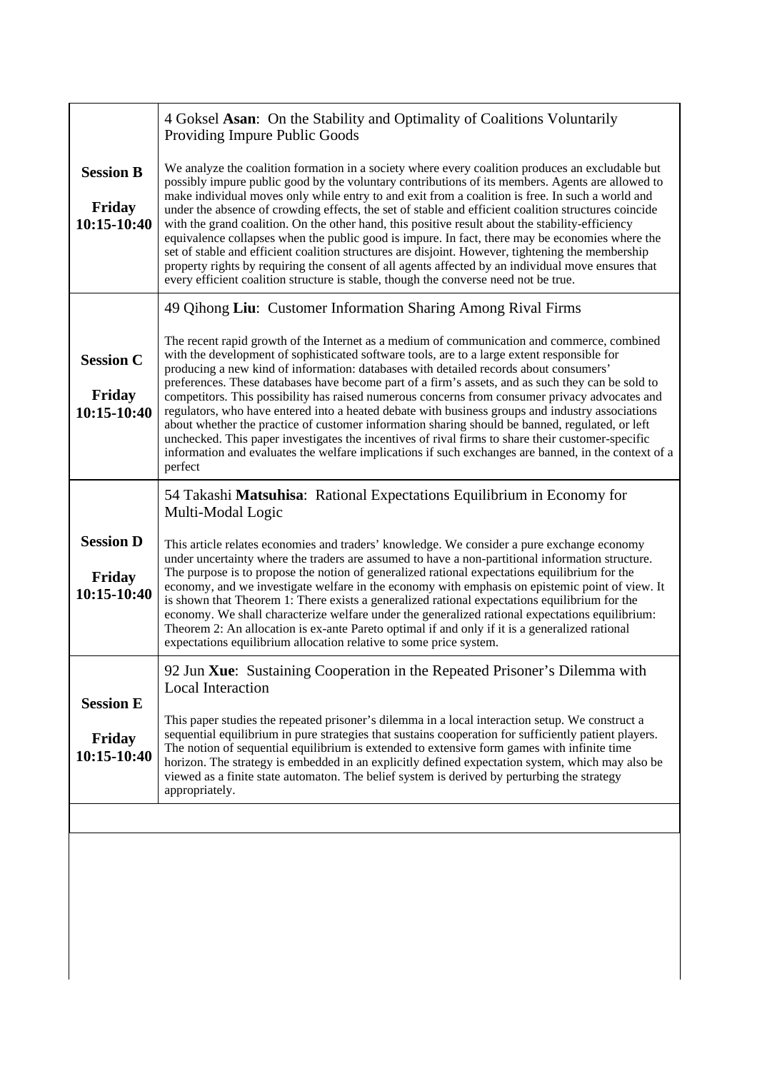| | |
|---|---|
| **Session B**<br><br>**Friday 10:15-10:40** | 4 Goksel **Asan**: On the Stability and Optimality of Coalitions Voluntarily Providing Impure Public Goods<br><br>We analyze the coalition formation in a society where every coalition produces an excludable but possibly impure public good by the voluntary contributions of its members. Agents are allowed to make individual moves only while entry to and exit from a coalition is free. In such a world and under the absence of crowding effects, the set of stable and efficient coalition structures coincide with the grand coalition. On the other hand, this positive result about the stability-efficiency equivalence collapses when the public good is impure. In fact, there may be economies where the set of stable and efficient coalition structures are disjoint. However, tightening the membership property rights by requiring the consent of all agents affected by an individual move ensures that every efficient coalition structure is stable, though the converse need not be true. |
| **Session C**<br><br>**Friday 10:15-10:40** | 49 Qihong **Liu**: Customer Information Sharing Among Rival Firms<br><br>The recent rapid growth of the Internet as a medium of communication and commerce, combined with the development of sophisticated software tools, are to a large extent responsible for producing a new kind of information: databases with detailed records about consumers' preferences. These databases have become part of a firm's assets, and as such they can be sold to competitors. This possibility has raised numerous concerns from consumer privacy advocates and regulators, who have entered into a heated debate with business groups and industry associations about whether the practice of customer information sharing should be banned, regulated, or left unchecked. This paper investigates the incentives of rival firms to share their customer-specific information and evaluates the welfare implications if such exchanges are banned, in the context of a perfect |
| **Session D**<br><br>**Friday 10:15-10:40** | 54 Takashi **Matsuhisa**: Rational Expectations Equilibrium in Economy for Multi-Modal Logic<br><br>This article relates economies and traders' knowledge. We consider a pure exchange economy under uncertainty where the traders are assumed to have a non-partitional information structure. The purpose is to propose the notion of generalized rational expectations equilibrium for the economy, and we investigate welfare in the economy with emphasis on epistemic point of view. It is shown that Theorem 1: There exists a generalized rational expectations equilibrium for the economy. We shall characterize welfare under the generalized rational expectations equilibrium: Theorem 2: An allocation is ex-ante Pareto optimal if and only if it is a generalized rational expectations equilibrium allocation relative to some price system. |
| **Session E**<br><br>**Friday 10:15-10:40** | 92 Jun **Xue**: Sustaining Cooperation in the Repeated Prisoner's Dilemma with Local Interaction<br><br>This paper studies the repeated prisoner's dilemma in a local interaction setup. We construct a sequential equilibrium in pure strategies that sustains cooperation for sufficiently patient players. The notion of sequential equilibrium is extended to extensive form games with infinite time horizon. The strategy is embedded in an explicitly defined expectation system, which may also be viewed as a finite state automaton. The belief system is derived by perturbing the strategy appropriately. |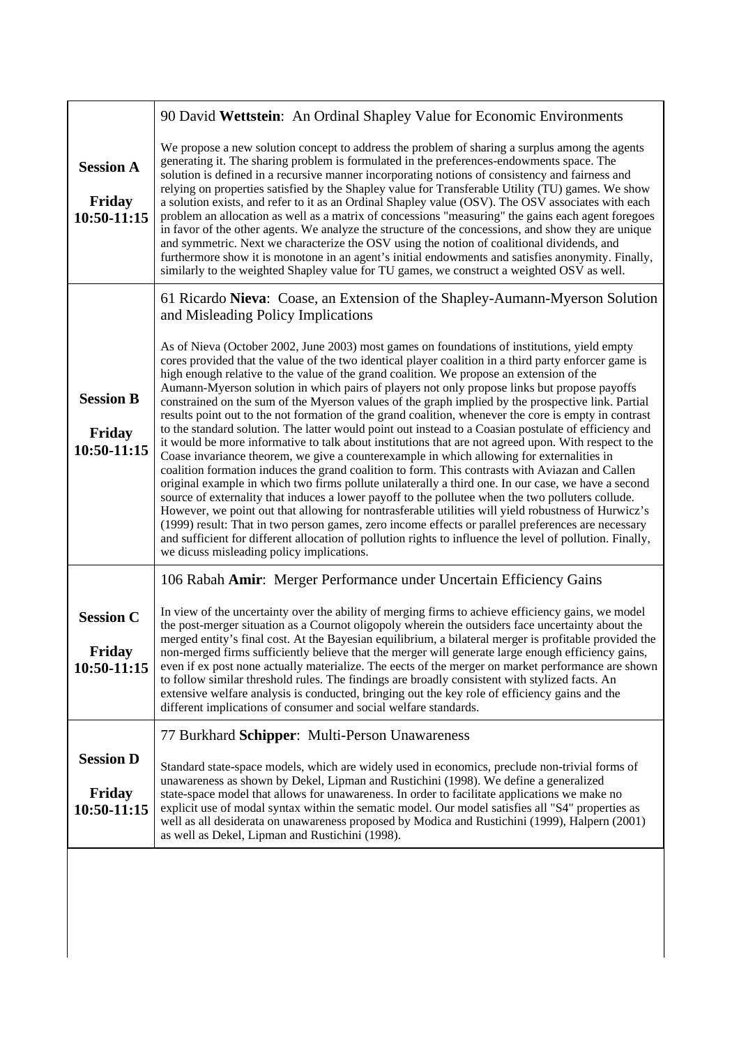| | |
|---|---|
| **Session A**<br><br>**Friday 10:50-11:15** | 90 David **Wettstein**: An Ordinal Shapley Value for Economic Environments<br><br>We propose a new solution concept to address the problem of sharing a surplus among the agents generating it. The sharing problem is formulated in the preferences-endowments space. The solution is defined in a recursive manner incorporating notions of consistency and fairness and relying on properties satisfied by the Shapley value for Transferable Utility (TU) games. We show a solution exists, and refer to it as an Ordinal Shapley value (OSV). The OSV associates with each problem an allocation as well as a matrix of concessions "measuring" the gains each agent foregoes in favor of the other agents. We analyze the structure of the concessions, and show they are unique and symmetric. Next we characterize the OSV using the notion of coalitional dividends, and furthermore show it is monotone in an agent's initial endowments and satisfies anonymity. Finally, similarly to the weighted Shapley value for TU games, we construct a weighted OSV as well. |
| **Session B**<br><br>**Friday 10:50-11:15** | 61 Ricardo **Nieva**: Coase, an Extension of the Shapley-Aumann-Myerson Solution and Misleading Policy Implications<br><br>As of Nieva (October 2002, June 2003) most games on foundations of institutions, yield empty cores provided that the value of the two identical player coalition in a third party enforcer game is high enough relative to the value of the grand coalition. We propose an extension of the Aumann-Myerson solution in which pairs of players not only propose links but propose payoffs constrained on the sum of the Myerson values of the graph implied by the prospective link. Partial results point out to the not formation of the grand coalition, whenever the core is empty in contrast to the standard solution. The latter would point out instead to a Coasian postulate of efficiency and it would be more informative to talk about institutions that are not agreed upon. With respect to the Coase invariance theorem, we give a counterexample in which allowing for externalities in coalition formation induces the grand coalition to form. This contrasts with Aviazan and Callen original example in which two firms pollute unilaterally a third one. In our case, we have a second source of externality that induces a lower payoff to the pollutee when the two polluters collude. However, we point out that allowing for nontrasferable utilities will yield robustness of Hurwicz's (1999) result: That in two person games, zero income effects or parallel preferences are necessary and sufficient for different allocation of pollution rights to influence the level of pollution. Finally, we dicuss misleading policy implications. |
| **Session C**<br><br>**Friday 10:50-11:15** | 106 Rabah **Amir**: Merger Performance under Uncertain Efficiency Gains<br><br>In view of the uncertainty over the ability of merging firms to achieve efficiency gains, we model the post-merger situation as a Cournot oligopoly wherein the outsiders face uncertainty about the merged entity's final cost. At the Bayesian equilibrium, a bilateral merger is profitable provided the non-merged firms sufficiently believe that the merger will generate large enough efficiency gains, even if ex post none actually materialize. The eects of the merger on market performance are shown to follow similar threshold rules. The findings are broadly consistent with stylized facts. An extensive welfare analysis is conducted, bringing out the key role of efficiency gains and the different implications of consumer and social welfare standards. |
| **Session D**<br><br>**Friday 10:50-11:15** | 77 Burkhard **Schipper**: Multi-Person Unawareness<br><br>Standard state-space models, which are widely used in economics, preclude non-trivial forms of unawareness as shown by Dekel, Lipman and Rustichini (1998). We define a generalized state-space model that allows for unawareness. In order to facilitate applications we make no explicit use of modal syntax within the sematic model. Our model satisfies all "S4" properties as well as all desiderata on unawareness proposed by Modica and Rustichini (1999), Halpern (2001) as well as Dekel, Lipman and Rustichini (1998). |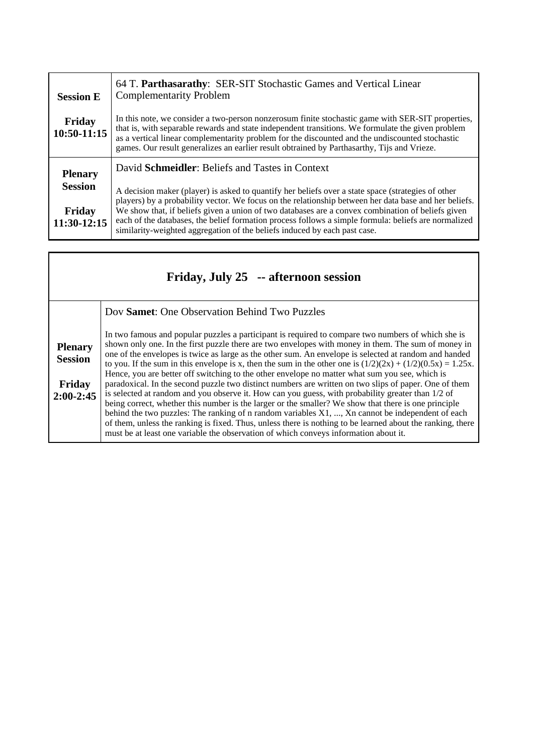| | |
|---|---|
| **Session E**<br><br>**Friday 10:50-11:15** | 64 T. **Parthasarathy**: SER-SIT Stochastic Games and Vertical Linear Complementarity Problem<br><br>In this note, we consider a two-person nonzerosum finite stochastic game with SER-SIT properties, that is, with separable rewards and state independent transitions. We formulate the given problem as a vertical linear complementarity problem for the discounted and the undiscounted stochastic games. Our result generalizes an earlier result obtrained by Parthasarthy, Tijs and Vrieze. |
| **Plenary Session**<br><br>**Friday 11:30-12:15** | David **Schmeidler**: Beliefs and Tastes in Context<br><br>A decision maker (player) is asked to quantify her beliefs over a state space (strategies of other players) by a probability vector. We focus on the relationship between her data base and her beliefs. We show that, if beliefs given a union of two databases are a convex combination of beliefs given each of the databases, the belief formation process follows a simple formula: beliefs are normalized similarity-weighted aggregation of the beliefs induced by each past case. |

## Friday, July 25 -- afternoon session

| | |
|---|---|
| **Plenary Session**<br><br>**Friday 2:00-2:45** | Dov **Samet**: One Observation Behind Two Puzzles<br><br>In two famous and popular puzzles a participant is required to compare two numbers of which she is shown only one. In the first puzzle there are two envelopes with money in them. The sum of money in one of the envelopes is twice as large as the other sum. An envelope is selected at random and handed to you. If the sum in this envelope is x, then the sum in the other one is $(1/2)(2x) + (1/2)(0.5x) = 1.25x$. Hence, you are better off switching to the other envelope no matter what sum you see, which is paradoxical. In the second puzzle two distinct numbers are written on two slips of paper. One of them is selected at random and you observe it. How can you guess, with probability greater than 1/2 of being correct, whether this number is the larger or the smaller? We show that there is one principle behind the two puzzles: The ranking of n random variables $X1, ..., Xn$ cannot be independent of each of them, unless the ranking is fixed. Thus, unless there is nothing to be learned about the ranking, there must be at least one variable the observation of which conveys information about it. |